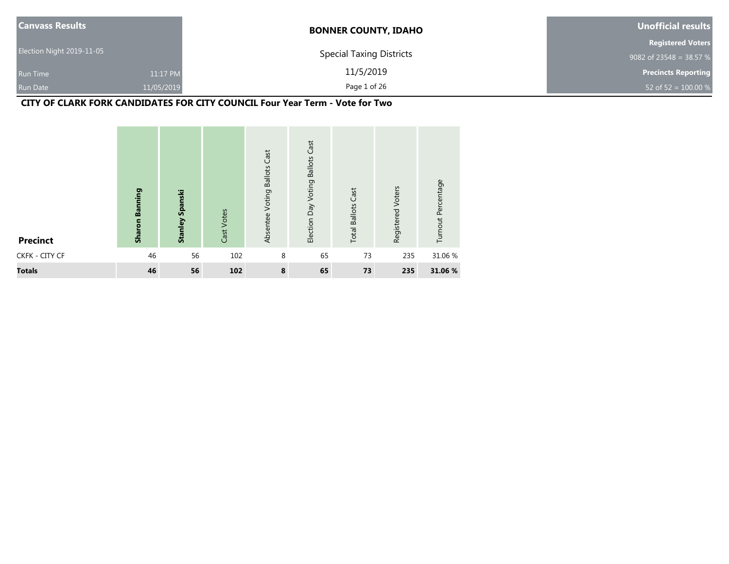**Canvass Results**

Election Night 2019-11-05

Run Time 11:17 PM

Run Date 11/05/2019

# BONNER COUNTY, IDAHO

Special Taxing Districts

11/5/2019

**Unofficial results**

**Registered Voters**

9082 of 23548 = 38.57 %

**Precincts Reporting**

52 of 52 = 100.00 %

## CITY OF CLARK FORK CANDIDATES FOR CITY COUNCIL Four Year Term - Vote for Two

| Precinct | Sharon Banning | Stanley Spanski | Cast Votes | Absentee Voting Ballots Cast | Election Day Voting Ballots Cast | Total Ballots Cast | Registered Voters | Turnout Percentage |
|---|---|---|---|---|---|---|---|---|
| CKFK - CITY CF | 46 | 56 | 102 | 8 | 65 | 73 | 235 | 31.06 % |
| **Totals** | **46** | **56** | **102** | **8** | **65** | **73** | **235** | **31.06 %** |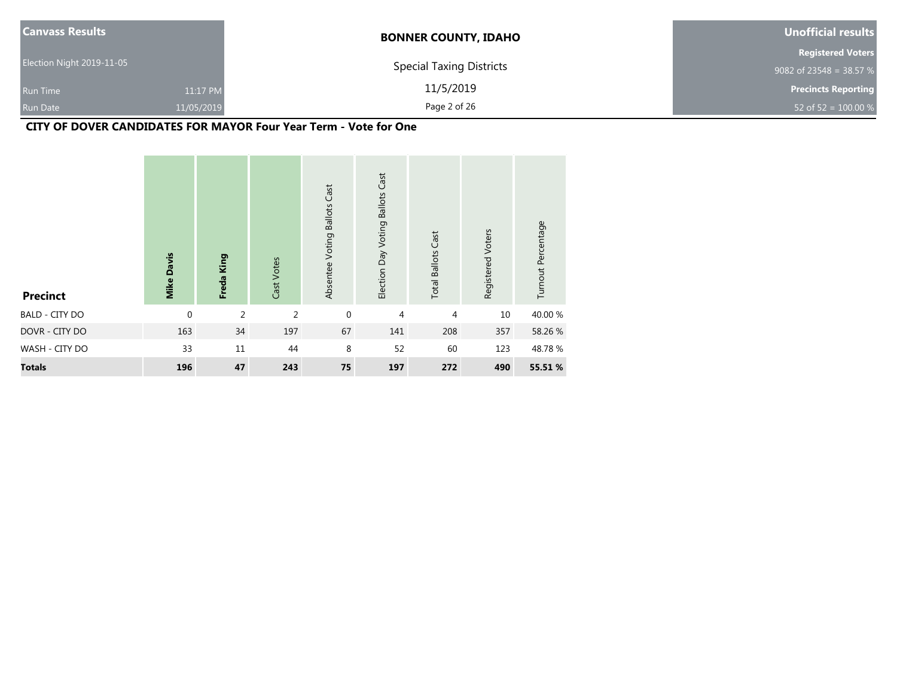| Canvass Results | | BONNER COUNTY, IDAHO | Unofficial results |
|---|---|---|---|
| Election Night 2019-11-05 | | Special Taxing Districts | Registered Voters 9082 of 23548 = 38.57 % |
| Run Time | 11:17 PM | 11/5/2019 | Precincts Reporting |
| Run Date | 11/05/2019 | | 52 of 52 = 100.00 % |

## CITY OF DOVER CANDIDATES FOR MAYOR Four Year Term - Vote for One

| Precinct | Mike Davis | Freda King | Cast Votes | Absentee Voting Ballots Cast | Election Day Voting Ballots Cast | Total Ballots Cast | Registered Voters | Turnout Percentage |
|---|---|---|---|---|---|---|---|---|
| BALD - CITY DO | 0 | 2 | 2 | 0 | 4 | 4 | 10 | 40.00 % |
| DOVR - CITY DO | 163 | 34 | 197 | 67 | 141 | 208 | 357 | 58.26 % |
| WASH - CITY DO | 33 | 11 | 44 | 8 | 52 | 60 | 123 | 48.78 % |
| **Totals** | **196** | **47** | **243** | **75** | **197** | **272** | **490** | **55.51 %** |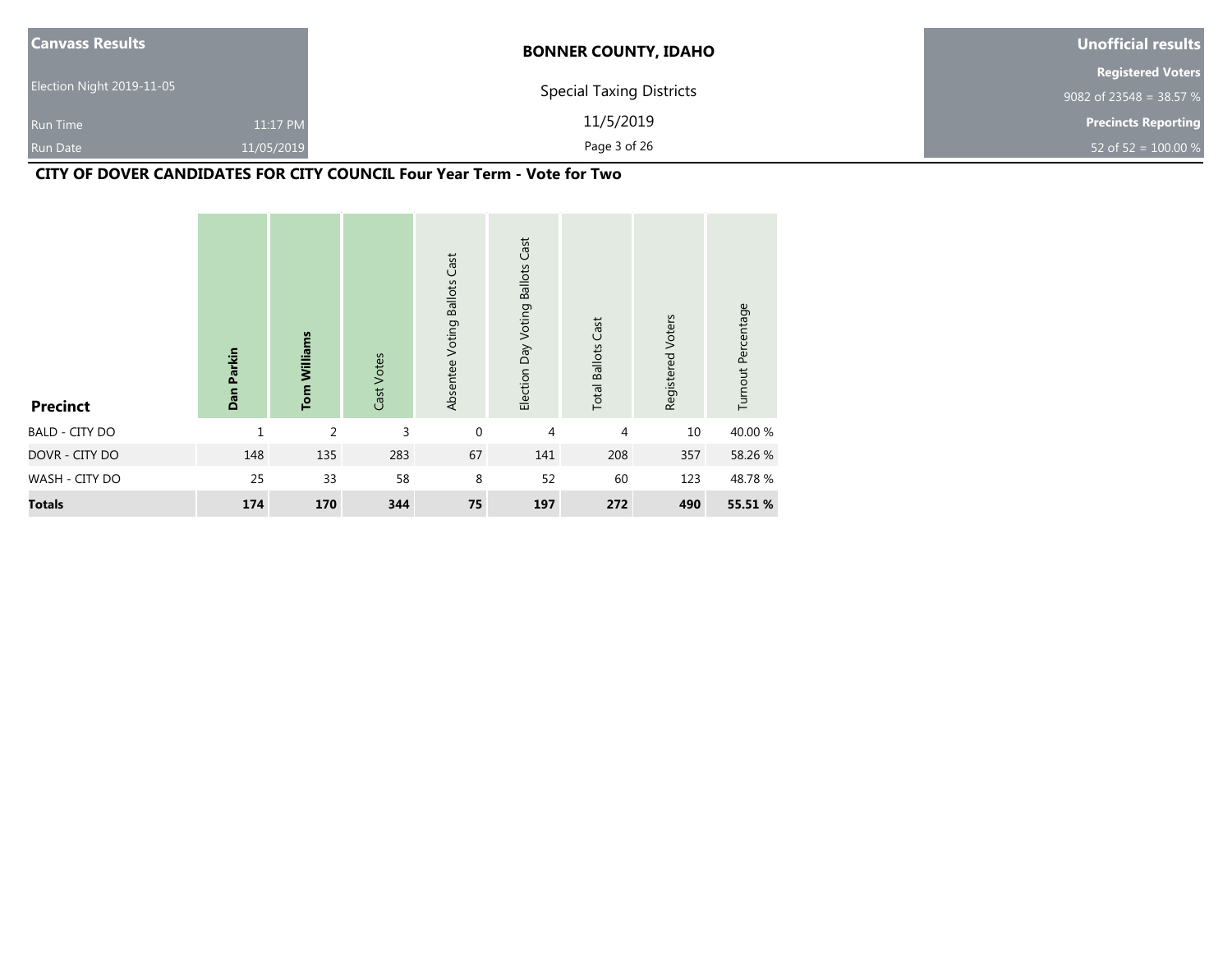| Canvass Results | | BONNER COUNTY, IDAHO | Unofficial results |
|---|---|---|---|
| Election Night 2019-11-05 | | Special Taxing Districts | Registered Voters |
| Run Time | 11:17 PM | 11/5/2019 | 9082 of 23548 = 38.57 % |
| Run Date | 11/05/2019 | | Precincts Reporting |
| | | | 52 of 52 = 100.00 % |

## CITY OF DOVER CANDIDATES FOR CITY COUNCIL Four Year Term - Vote for Two

| Precinct | Dan Parkin | Tom Williams | Cast Votes | Absentee Voting Ballots Cast | Election Day Voting Ballots Cast | Total Ballots Cast | Registered Voters | Turnout Percentage |
|---|---|---|---|---|---|---|---|---|
| BALD - CITY DO | 1 | 2 | 3 | 0 | 4 | 4 | 10 | 40.00 % |
| DOVR - CITY DO | 148 | 135 | 283 | 67 | 141 | 208 | 357 | 58.26 % |
| WASH - CITY DO | 25 | 33 | 58 | 8 | 52 | 60 | 123 | 48.78 % |
| **Totals** | **174** | **170** | **344** | **75** | **197** | **272** | **490** | **55.51 %** |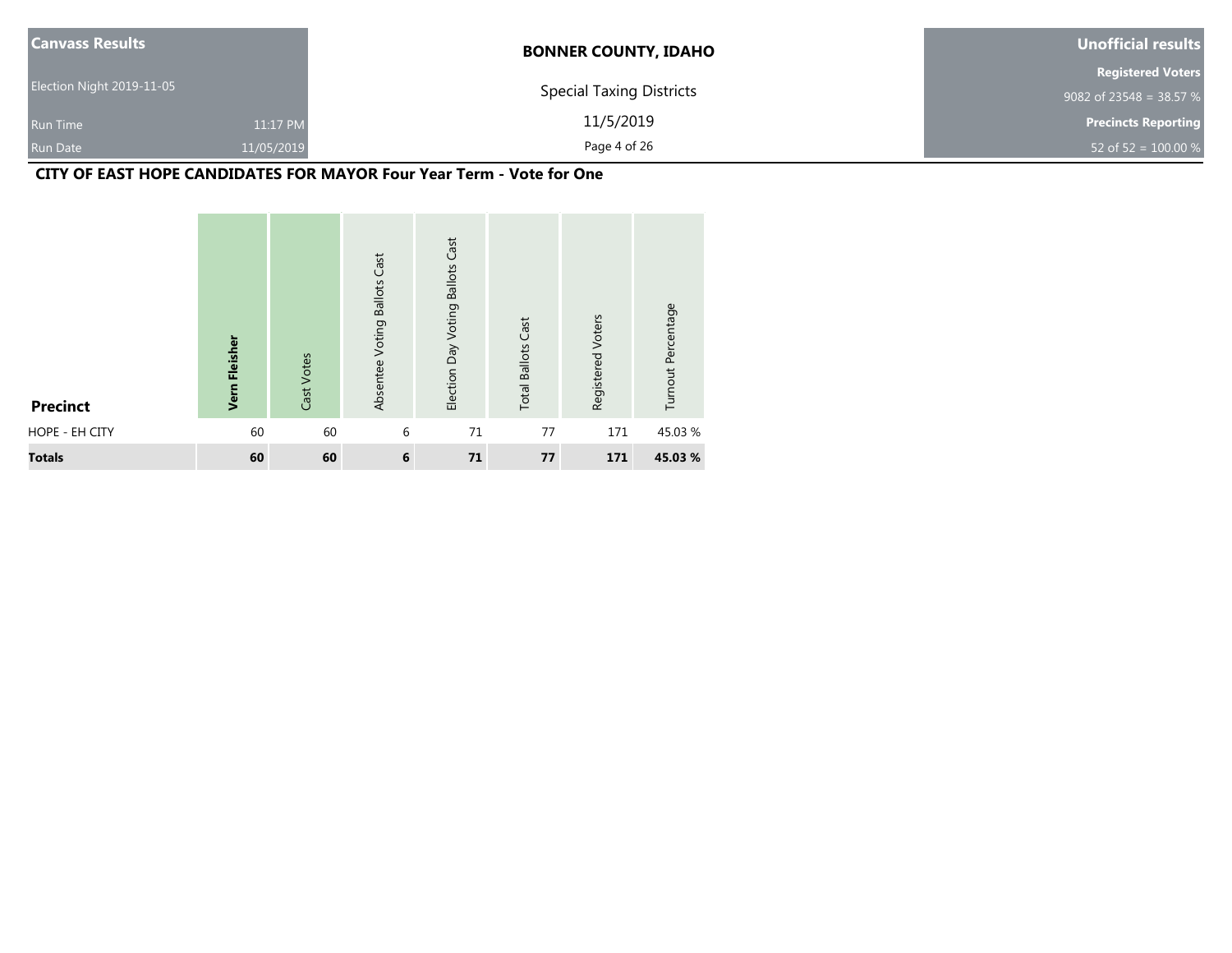**Canvass Results**

Election Night 2019-11-05

Run Time 11:17 PM

Run Date 11/05/2019

**BONNER COUNTY, IDAHO**

Special Taxing Districts

11/5/2019

**Unofficial results**

**Registered Voters**

9082 of 23548 = 38.57 %

**Precincts Reporting**

52 of 52 = 100.00 %

## CITY OF EAST HOPE CANDIDATES FOR MAYOR Four Year Term - Vote for One

| Precinct | **Vern Fleisher** | Cast Votes | Absentee Voting Ballots Cast | Election Day Voting Ballots Cast | Total Ballots Cast | Registered Voters | Turnout Percentage |
|---|---|---|---|---|---|---|---|
| HOPE - EH CITY | 60 | 60 | 6 | 71 | 77 | 171 | 45.03 % |
| **Totals** | **60** | **60** | **6** | **71** | **77** | **171** | **45.03 %** |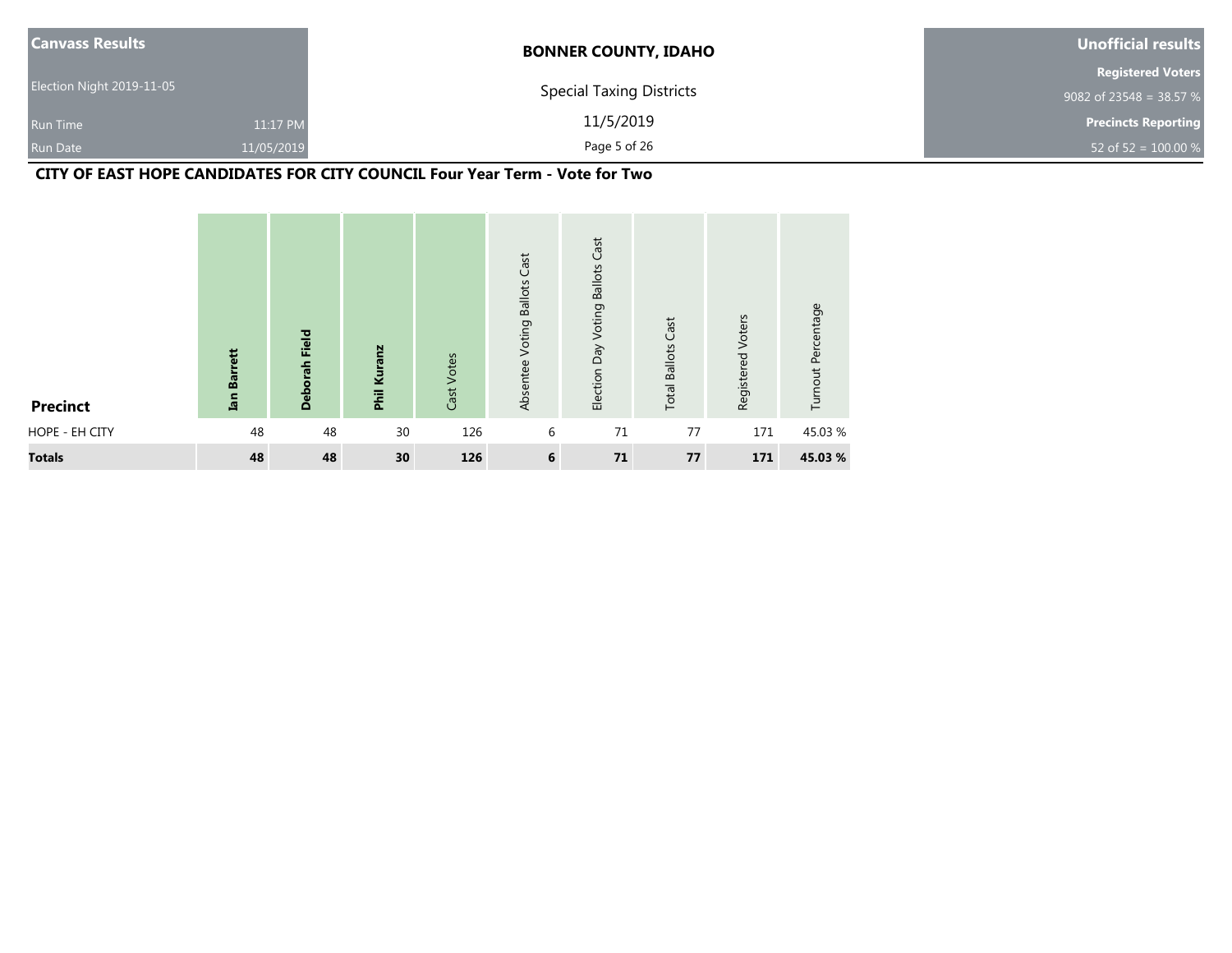| Canvass Results | | BONNER COUNTY, IDAHO | Unofficial results |
|---|---|---|---|
| Election Night 2019-11-05 | | Special Taxing Districts | Registered Voters |
| Run Time | 11:17 PM | 11/5/2019 | 9082 of 23548 = 38.57 % |
| Run Date | 11/05/2019 | | Precincts Reporting |
| | | | 52 of 52 = 100.00 % |

## CITY OF EAST HOPE CANDIDATES FOR CITY COUNCIL Four Year Term - Vote for Two

| Precinct | **Ian Barrett** | **Deborah Field** | **Phil Kuranz** | Cast Votes | Absentee Voting Ballots Cast | Election Day Voting Ballots Cast | Total Ballots Cast | Registered Voters | Turnout Percentage |
|---|---|---|---|---|---|---|---|---|---|
| HOPE - EH CITY | 48 | 48 | 30 | 126 | 6 | 71 | 77 | 171 | 45.03 % |
| **Totals** | **48** | **48** | **30** | **126** | **6** | **71** | **77** | **171** | **45.03 %** |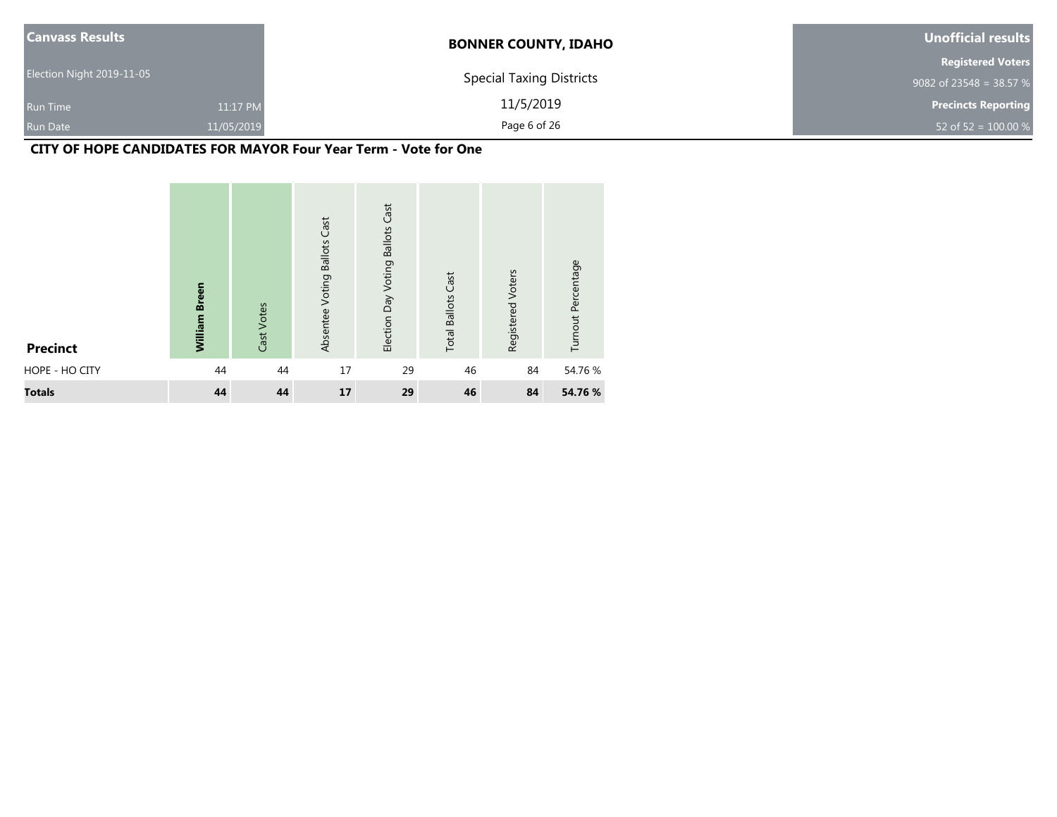**Canvass Results**

Election Night 2019-11-05

Run Time 11:17 PM

Run Date 11/05/2019

**BONNER COUNTY, IDAHO**

Special Taxing Districts

11/5/2019

**Unofficial results**

**Registered Voters**

9082 of 23548 = 38.57 %

**Precincts Reporting**

52 of 52 = 100.00 %

## CITY OF HOPE CANDIDATES FOR MAYOR Four Year Term - Vote for One

| Precinct | **William Breen** | Cast Votes | Absentee Voting Ballots Cast | Election Day Voting Ballots Cast | Total Ballots Cast | Registered Voters | Turnout Percentage |
|---|---|---|---|---|---|---|---|
| HOPE - HO CITY | 44 | 44 | 17 | 29 | 46 | 84 | 54.76 % |
| **Totals** | **44** | **44** | **17** | **29** | **46** | **84** | **54.76 %** |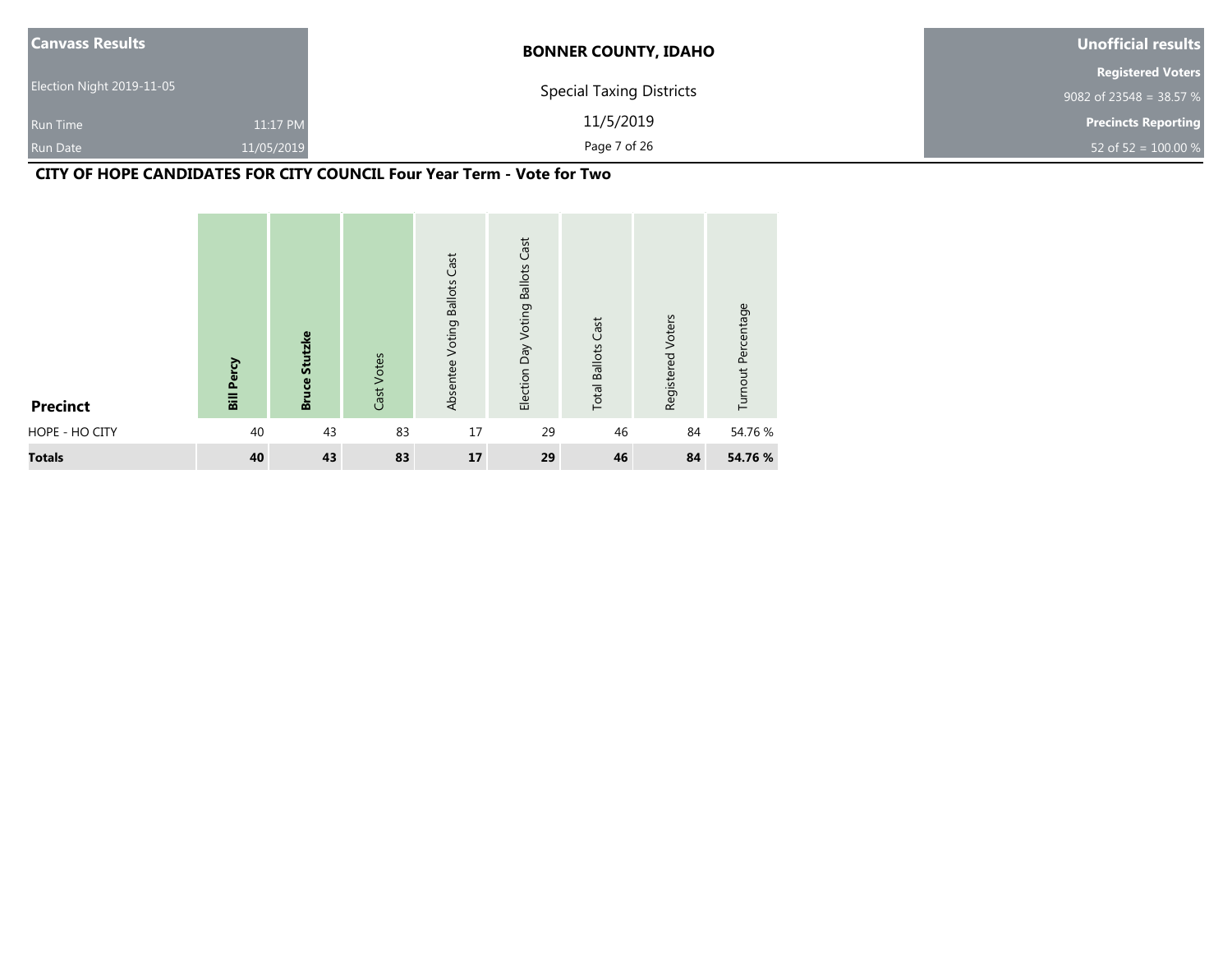| Canvass Results | | BONNER COUNTY, IDAHO | Unofficial results |
|---|---|---|---|
| Election Night 2019-11-05 | | Special Taxing Districts | Registered Voters |
| | | | 9082 of 23548 = 38.57 % |
| Run Time | 11:17 PM | 11/5/2019 | Precincts Reporting |
| Run Date | 11/05/2019 | | 52 of 52 = 100.00 % |

## CITY OF HOPE CANDIDATES FOR CITY COUNCIL Four Year Term - Vote for Two

| Precinct | **Bill Percy** | **Bruce Stutzke** | Cast Votes | Absentee Voting Ballots Cast | Election Day Voting Ballots Cast | Total Ballots Cast | Registered Voters | Turnout Percentage |
|---|---|---|---|---|---|---|---|---|
| HOPE - HO CITY | 40 | 43 | 83 | 17 | 29 | 46 | 84 | 54.76 % |
| **Totals** | **40** | **43** | **83** | **17** | **29** | **46** | **84** | **54.76 %** |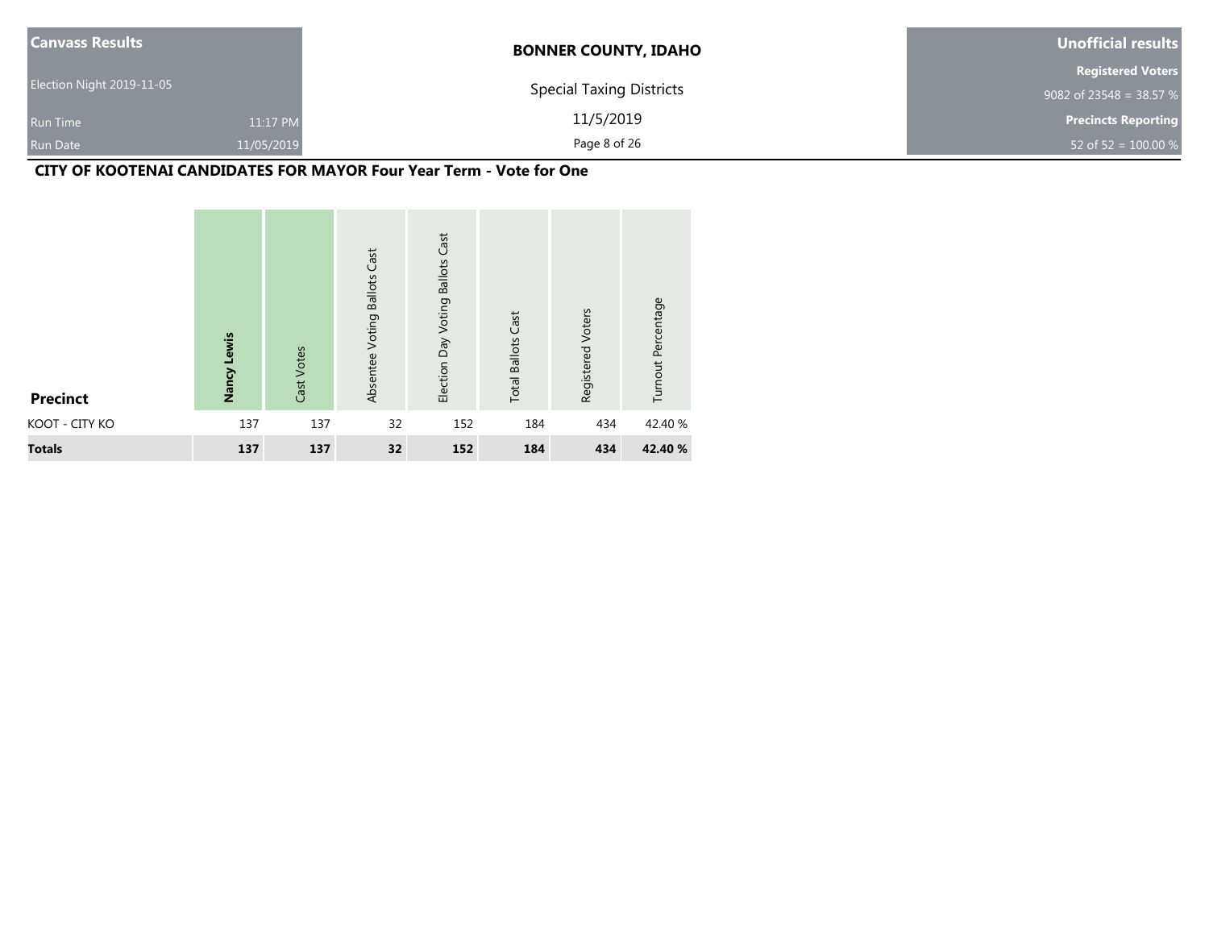| Canvass Results | | BONNER COUNTY, IDAHO | Unofficial results |
|---|---|---|---|
| Election Night 2019-11-05 | | Special Taxing Districts | Registered Voters |
| Run Time | 11:17 PM | 11/5/2019 | 9082 of 23548 = 38.57 % |
| Run Date | 11/05/2019 | | Precincts Reporting |
| | | | 52 of 52 = 100.00 % |

## CITY OF KOOTENAI CANDIDATES FOR MAYOR Four Year Term - Vote for One

| Precinct | **Nancy Lewis** | Cast Votes | Absentee Voting Ballots Cast | Election Day Voting Ballots Cast | Total Ballots Cast | Registered Voters | Turnout Percentage |
|---|---|---|---|---|---|---|---|
| KOOT - CITY KO | 137 | 137 | 32 | 152 | 184 | 434 | 42.40 % |
| **Totals** | **137** | **137** | **32** | **152** | **184** | **434** | **42.40 %** |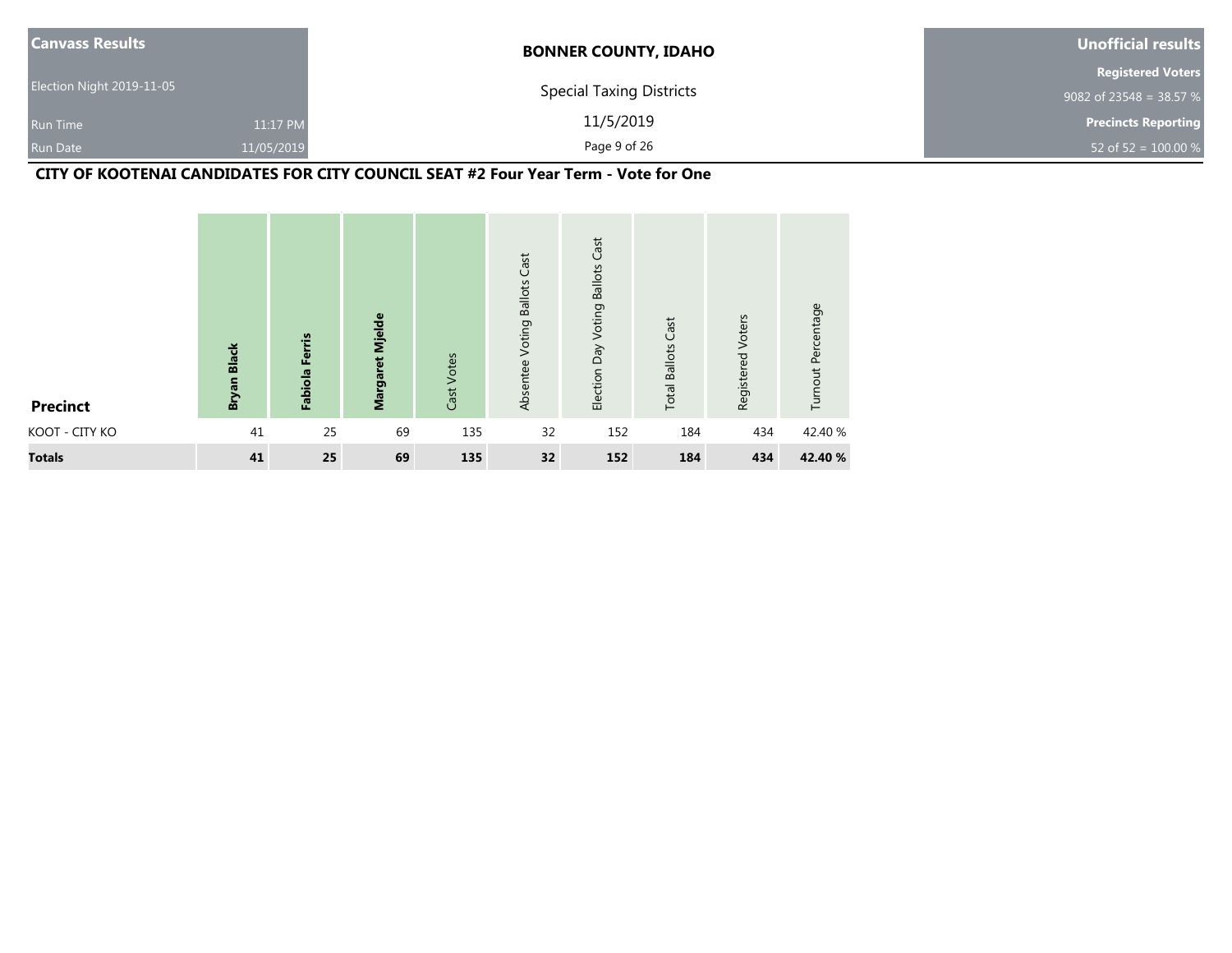## CITY OF KOOTENAI CANDIDATES FOR CITY COUNCIL SEAT #2 Four Year Term - Vote for One

| Precinct | Bryan Black | Fabiola Ferris | Margaret Mjelde | Cast Votes | Absentee Voting Ballots Cast | Election Day Voting Ballots Cast | Total Ballots Cast | Registered Voters | Turnout Percentage |
|---|---|---|---|---|---|---|---|---|---|
| KOOT - CITY KO | 41 | 25 | 69 | 135 | 32 | 152 | 184 | 434 | 42.40 % |
| **Totals** | **41** | **25** | **69** | **135** | **32** | **152** | **184** | **434** | **42.40 %** |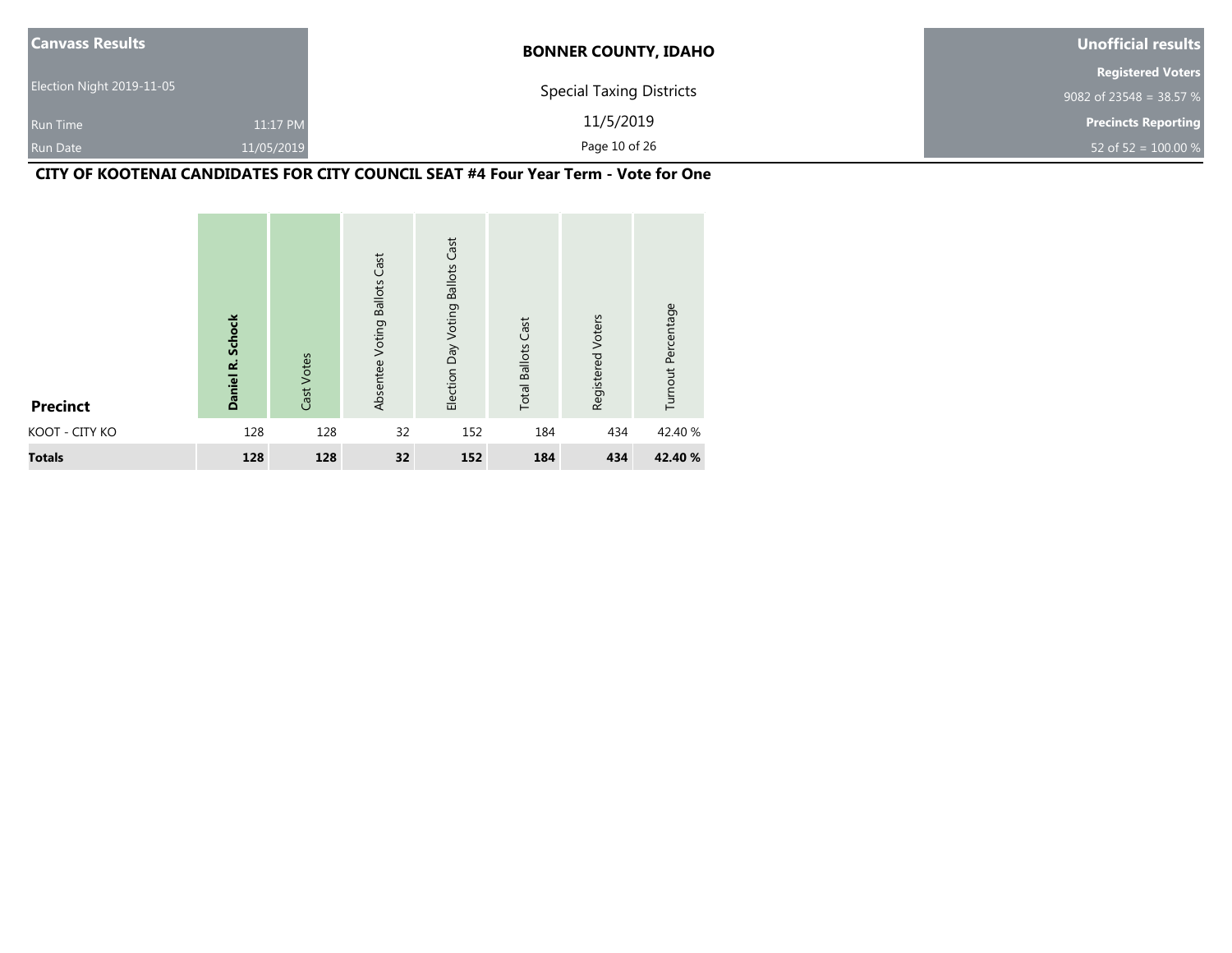| Canvass Results | | BONNER COUNTY, IDAHO | Unofficial results |
|---|---|---|---|
| Election Night 2019-11-05 | | Special Taxing Districts | Registered Voters |
| Run Time | 11:17 PM | 11/5/2019 | 9082 of 23548 = 38.57 % |
| Run Date | 11/05/2019 | | Precincts Reporting |
| | | | 52 of 52 = 100.00 % |

## CITY OF KOOTENAI CANDIDATES FOR CITY COUNCIL SEAT #4 Four Year Term - Vote for One

| Precinct | **Daniel R. Schock** | Cast Votes | Absentee Voting Ballots Cast | Election Day Voting Ballots Cast | Total Ballots Cast | Registered Voters | Turnout Percentage |
|---|---|---|---|---|---|---|---|
| KOOT - CITY KO | 128 | 128 | 32 | 152 | 184 | 434 | 42.40 % |
| **Totals** | **128** | **128** | **32** | **152** | **184** | **434** | **42.40 %** |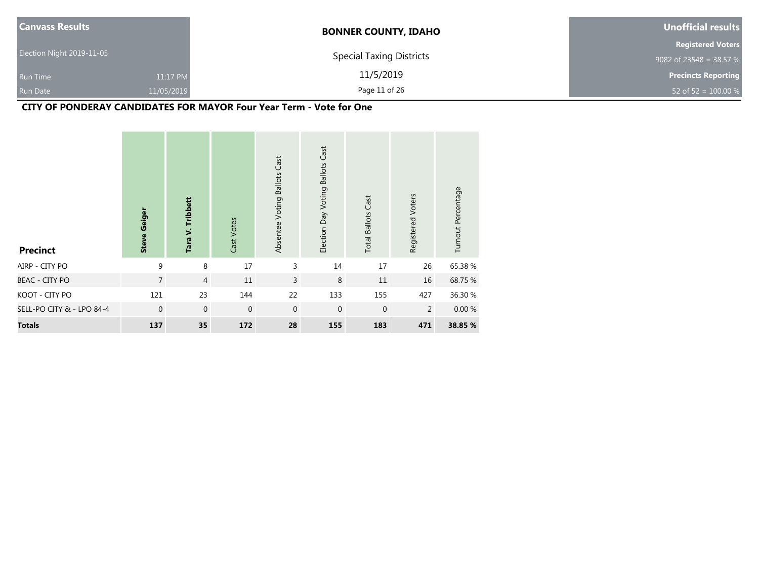| Canvass Results | | BONNER COUNTY, IDAHO | Unofficial results |
|---|---|---|---|
| Election Night 2019-11-05 | | Special Taxing Districts | Registered Voters |
| | | | 9082 of 23548 = 38.57 % |
| Run Time | 11:17 PM | 11/5/2019 | Precincts Reporting |
| Run Date | 11/05/2019 | | 52 of 52 = 100.00 % |

## CITY OF PONDERAY CANDIDATES FOR MAYOR Four Year Term - Vote for One

| Precinct | **Steve Geiger** | **Tara V. Tribbett** | Cast Votes | Absentee Voting Ballots Cast | Election Day Voting Ballots Cast | Total Ballots Cast | Registered Voters | Turnout Percentage |
|---|---|---|---|---|---|---|---|---|
| AIRP - CITY PO | 9 | 8 | 17 | 3 | 14 | 17 | 26 | 65.38 % |
| BEAC - CITY PO | 7 | 4 | 11 | 3 | 8 | 11 | 16 | 68.75 % |
| KOOT - CITY PO | 121 | 23 | 144 | 22 | 133 | 155 | 427 | 36.30 % |
| SELL-PO CITY & - LPO 84-4 | 0 | 0 | 0 | 0 | 0 | 0 | 2 | 0.00 % |
| **Totals** | **137** | **35** | **172** | **28** | **155** | **183** | **471** | **38.85 %** |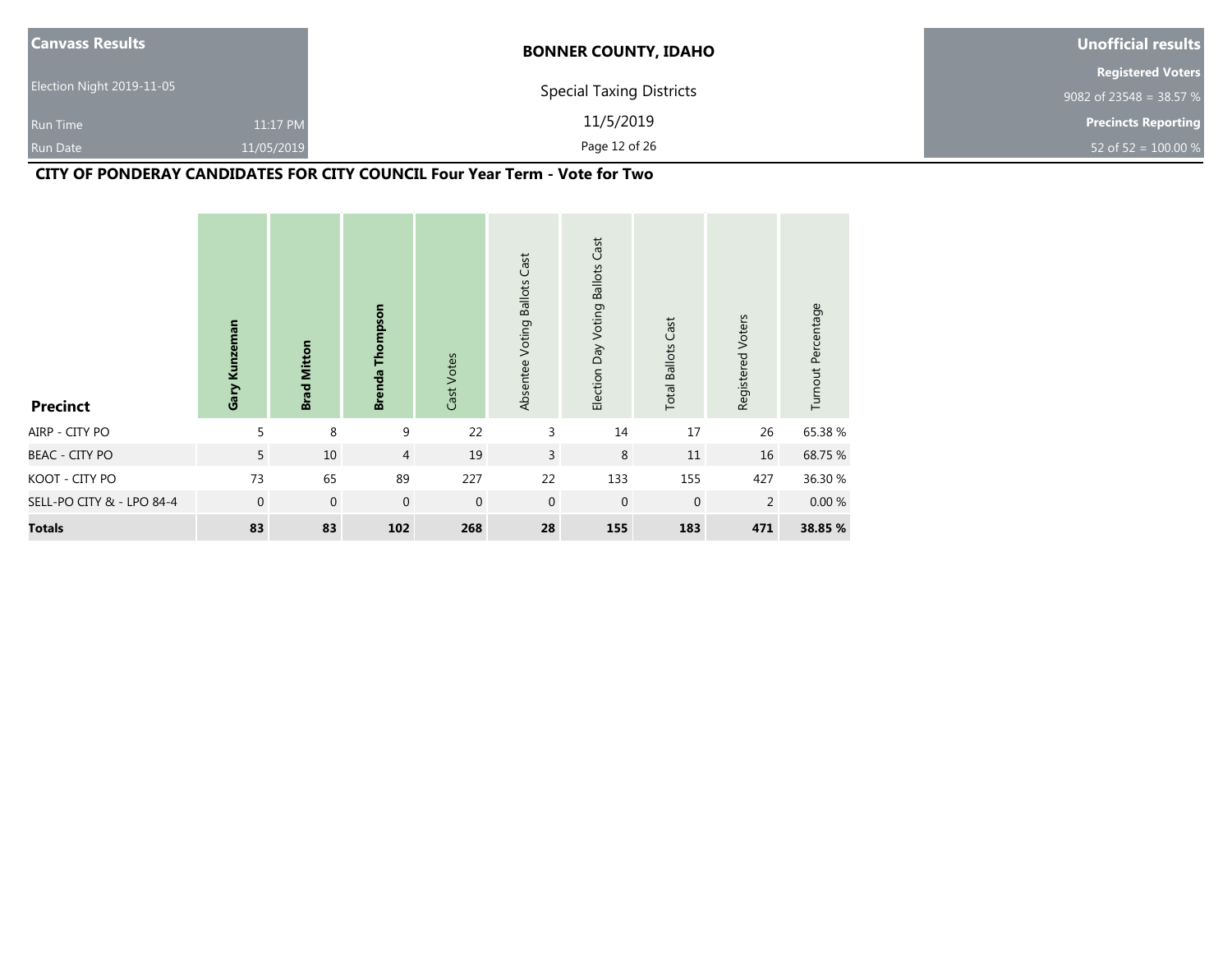| Canvass Results | | BONNER COUNTY, IDAHO | Unofficial results |
|---|---|---|---|
| Election Night 2019-11-05 | | Special Taxing Districts | Registered Voters |
| Run Time | 11:17 PM | 11/5/2019 | 9082 of 23548 = 38.57 % |
| Run Date | 11/05/2019 | | Precincts Reporting |
| | | | 52 of 52 = 100.00 % |

## CITY OF PONDERAY CANDIDATES FOR CITY COUNCIL Four Year Term - Vote for Two

| Precinct | Gary Kunzeman | Brad Mitton | Brenda Thompson | Cast Votes | Absentee Voting Ballots Cast | Election Day Voting Ballots Cast | Total Ballots Cast | Registered Voters | Turnout Percentage |
|---|---|---|---|---|---|---|---|---|---|
| AIRP - CITY PO | 5 | 8 | 9 | 22 | 3 | 14 | 17 | 26 | 65.38 % |
| BEAC - CITY PO | 5 | 10 | 4 | 19 | 3 | 8 | 11 | 16 | 68.75 % |
| KOOT - CITY PO | 73 | 65 | 89 | 227 | 22 | 133 | 155 | 427 | 36.30 % |
| SELL-PO CITY & - LPO 84-4 | 0 | 0 | 0 | 0 | 0 | 0 | 0 | 2 | 0.00 % |
| **Totals** | **83** | **83** | **102** | **268** | **28** | **155** | **183** | **471** | **38.85 %** |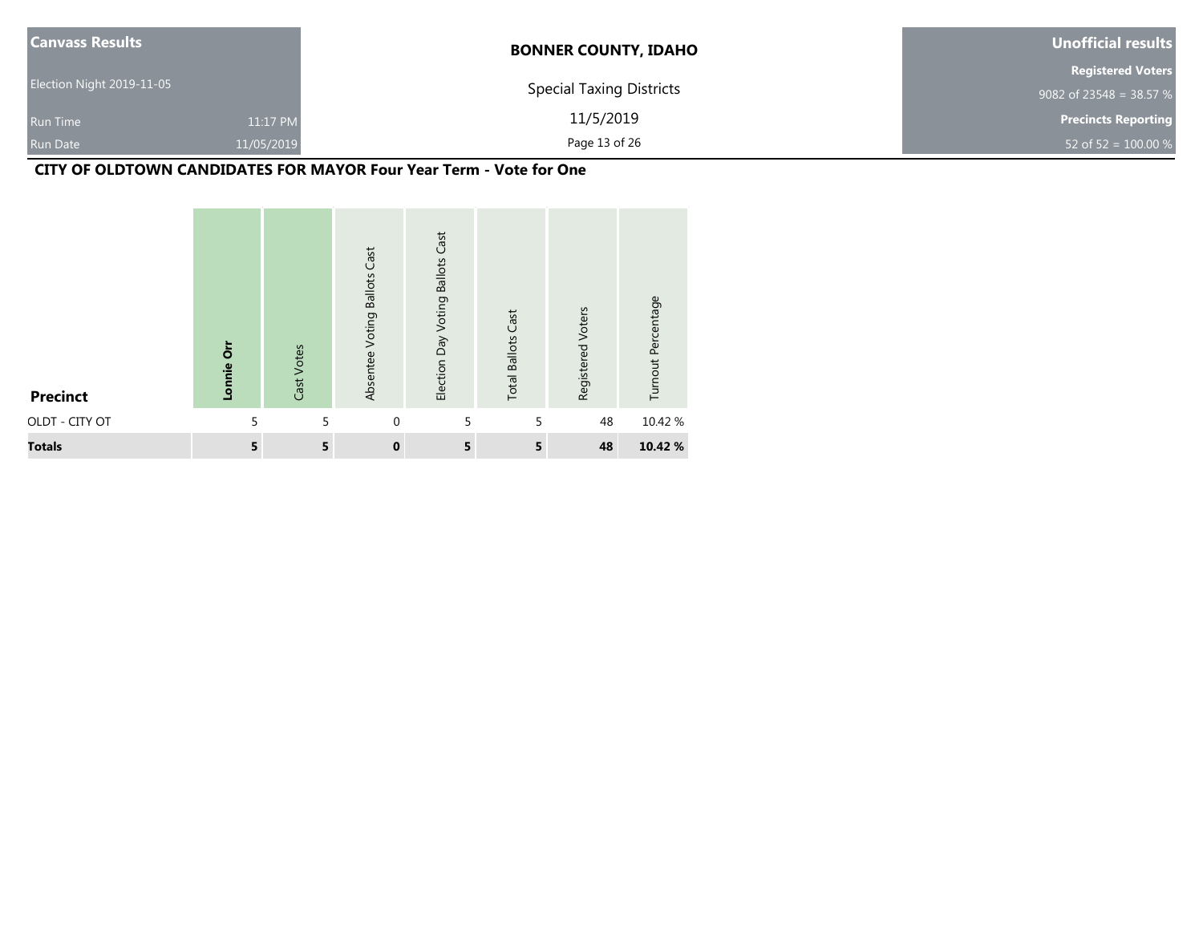**Canvass Results**

Election Night 2019-11-05

Run Time 11:17 PM

Run Date 11/05/2019

**BONNER COUNTY, IDAHO**

Special Taxing Districts

11/5/2019

**Unofficial results**

**Registered Voters**

9082 of 23548 = 38.57 %

**Precincts Reporting**

52 of 52 = 100.00 %

## CITY OF OLDTOWN CANDIDATES FOR MAYOR Four Year Term - Vote for One

| Precinct | **Lonnie Orr** | Cast Votes | Absentee Voting Ballots Cast | Election Day Voting Ballots Cast | Total Ballots Cast | Registered Voters | Turnout Percentage |
|---|---|---|---|---|---|---|---|
| OLDT - CITY OT | 5 | 5 | 0 | 5 | 5 | 48 | 10.42 % |
| **Totals** | **5** | **5** | **0** | **5** | **5** | **48** | **10.42 %** |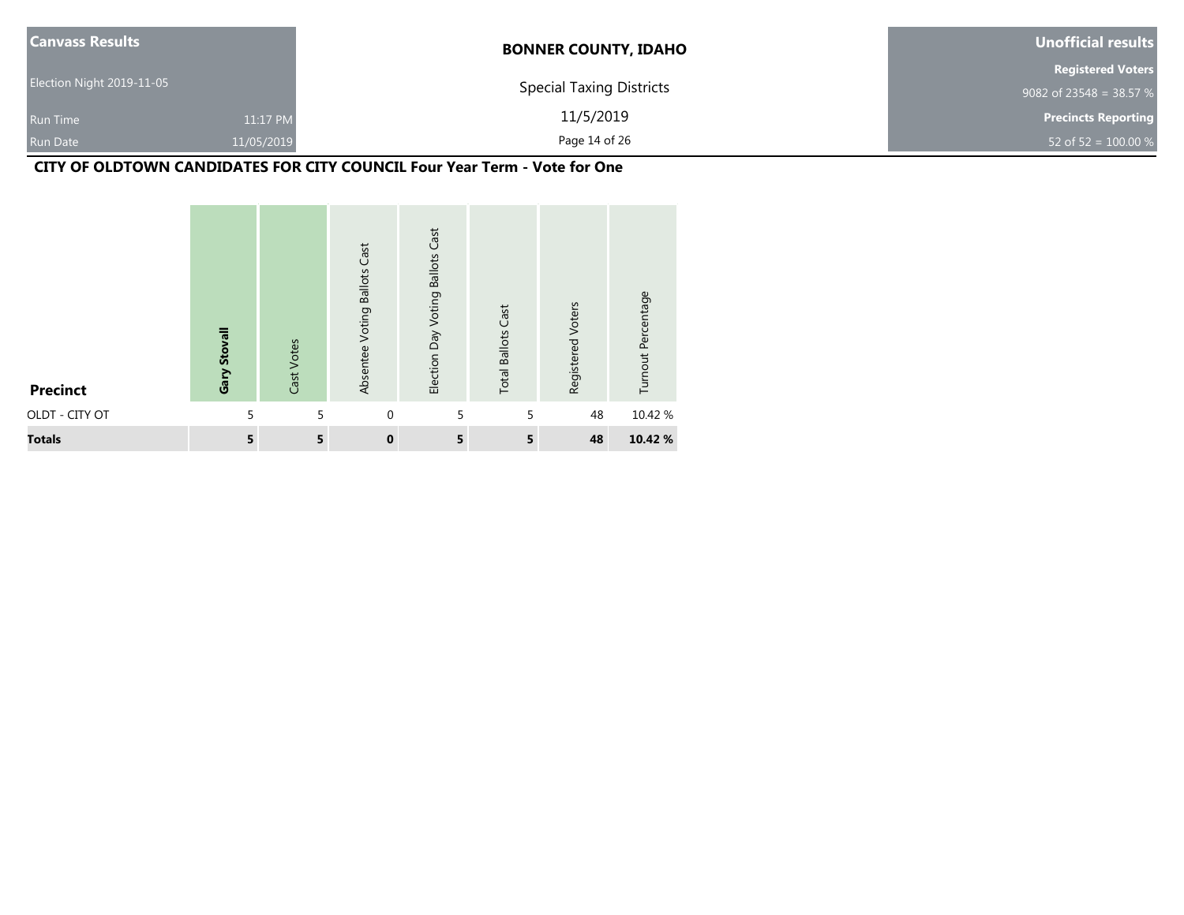Canvass Results

Election Night 2019-11-05

Run Time 11:17 PM

Run Date 11/05/2019

# BONNER COUNTY, IDAHO

Special Taxing Districts

11/5/2019

Unofficial results

Registered Voters

9082 of 23548 = 38.57 %

Precincts Reporting

52 of 52 = 100.00 %

## CITY OF OLDTOWN CANDIDATES FOR CITY COUNCIL Four Year Term - Vote for One

| Precinct | Gary Stovall | Cast Votes | Absentee Voting Ballots Cast | Election Day Voting Ballots Cast | Total Ballots Cast | Registered Voters | Turnout Percentage |
|---|---|---|---|---|---|---|---|
| OLDT - CITY OT | 5 | 5 | 0 | 5 | 5 | 48 | 10.42 % |
| **Totals** | **5** | **5** | **0** | **5** | **5** | **48** | **10.42 %** |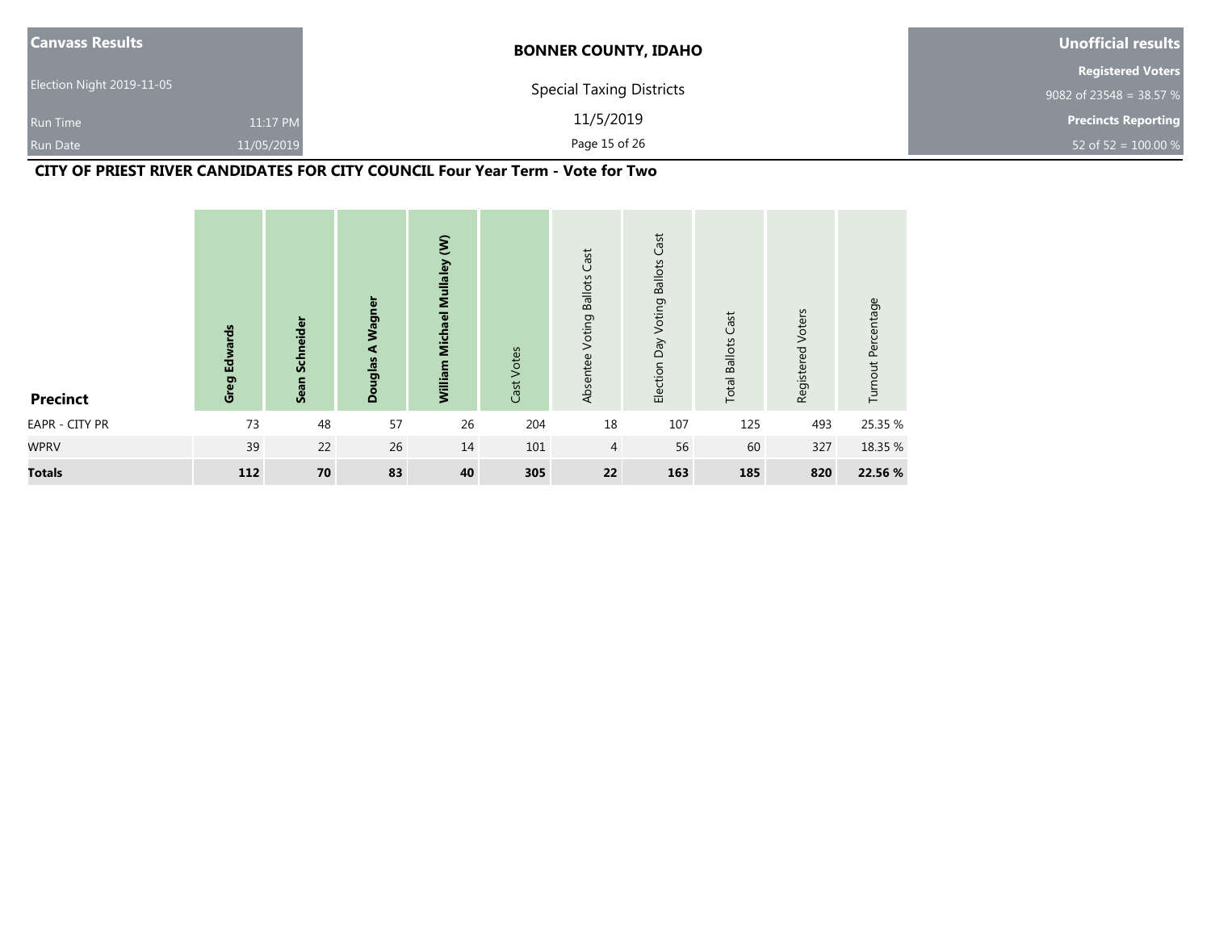| Canvass Results | | BONNER COUNTY, IDAHO | Unofficial results |
|---|---|---|---|
| Election Night 2019-11-05 | | Special Taxing Districts | Registered Voters |
| Run Time | 11:17 PM | 11/5/2019 | 9082 of 23548 = 38.57 % |
| Run Date | 11/05/2019 | | Precincts Reporting |
| | | | 52 of 52 = 100.00 % |

## CITY OF PRIEST RIVER CANDIDATES FOR CITY COUNCIL Four Year Term - Vote for Two

| Precinct | Greg Edwards | Sean Schneider | Douglas A Wagner | William Michael Mullaley (W) | Cast Votes | Absentee Voting Ballots Cast | Election Day Voting Ballots Cast | Total Ballots Cast | Registered Voters | Turnout Percentage |
|---|---|---|---|---|---|---|---|---|---|---|
| EAPR - CITY PR | 73 | 48 | 57 | 26 | 204 | 18 | 107 | 125 | 493 | 25.35 % |
| WPRV | 39 | 22 | 26 | 14 | 101 | 4 | 56 | 60 | 327 | 18.35 % |
| **Totals** | **112** | **70** | **83** | **40** | **305** | **22** | **163** | **185** | **820** | **22.56 %** |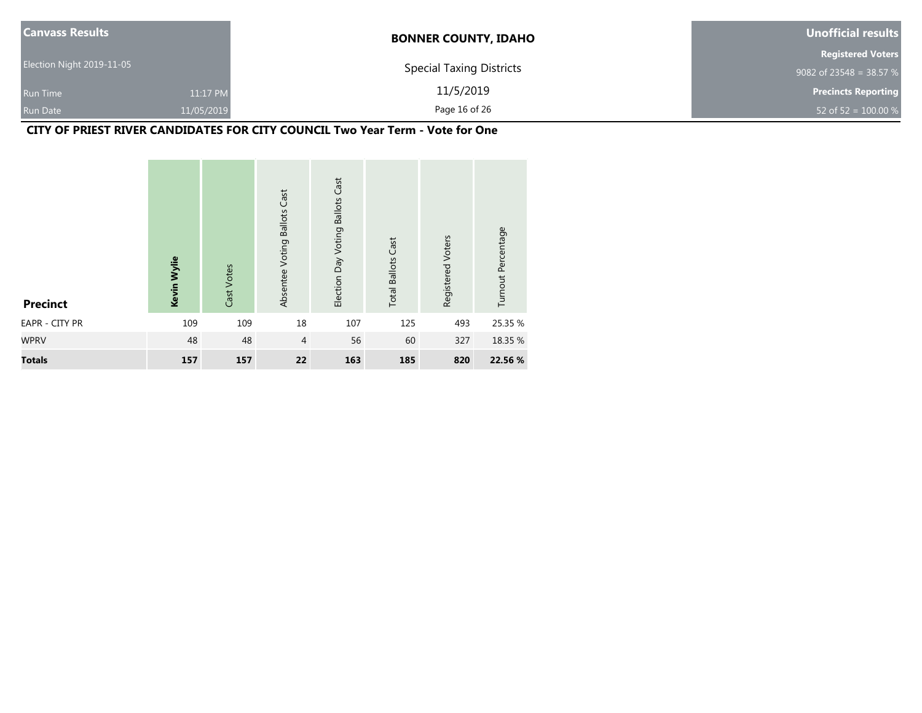| Canvass Results | | BONNER COUNTY, IDAHO | Unofficial results |
|---|---|---|---|
| Election Night 2019-11-05 | | Special Taxing Districts | Registered Voters |
| Run Time | 11:17 PM | 11/5/2019 | 9082 of 23548 = 38.57 % |
| Run Date | 11/05/2019 | | Precincts Reporting |
| | | | 52 of 52 = 100.00 % |

## CITY OF PRIEST RIVER CANDIDATES FOR CITY COUNCIL Two Year Term - Vote for One

| Precinct | **Kevin Wylie** | Cast Votes | Absentee Voting Ballots Cast | Election Day Voting Ballots Cast | Total Ballots Cast | Registered Voters | Turnout Percentage |
|---|---|---|---|---|---|---|---|
| EAPR - CITY PR | 109 | 109 | 18 | 107 | 125 | 493 | 25.35 % |
| WPRV | 48 | 48 | 4 | 56 | 60 | 327 | 18.35 % |
| **Totals** | **157** | **157** | **22** | **163** | **185** | **820** | **22.56 %** |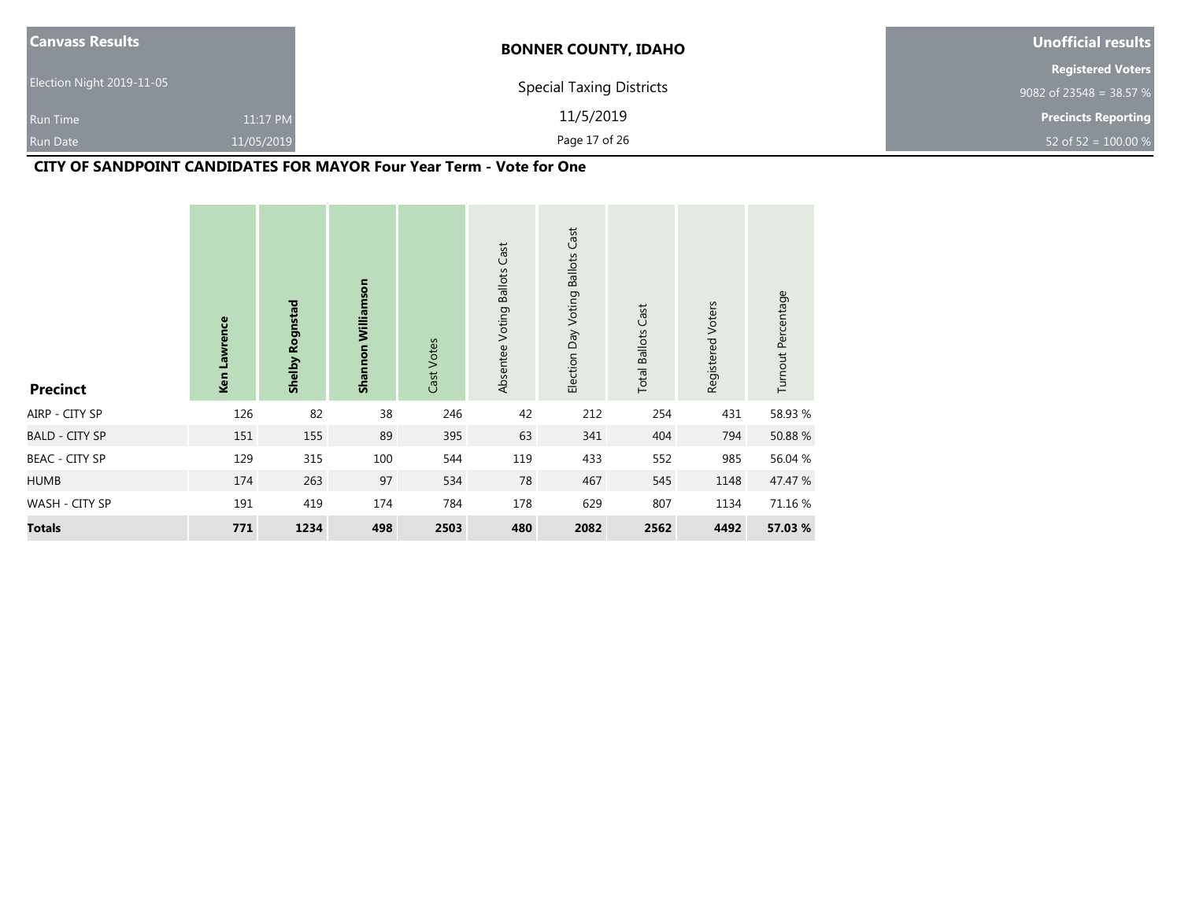| Canvass Results | | BONNER COUNTY, IDAHO | Unofficial results |
|---|---|---|---|
| Election Night 2019-11-05 | | Special Taxing Districts | Registered Voters |
| Run Time | 11:17 PM | 11/5/2019 | 9082 of 23548 = 38.57 % |
| Run Date | 11/05/2019 | | Precincts Reporting |
| | | | 52 of 52 = 100.00 % |

## CITY OF SANDPOINT CANDIDATES FOR MAYOR Four Year Term - Vote for One

| Precinct | **Ken Lawrence** | **Shelby Rognstad** | **Shannon Williamson** | Cast Votes | Absentee Voting Ballots Cast | Election Day Voting Ballots Cast | Total Ballots Cast | Registered Voters | Turnout Percentage |
|---|---|---|---|---|---|---|---|---|---|
| AIRP - CITY SP | 126 | 82 | 38 | 246 | 42 | 212 | 254 | 431 | 58.93 % |
| BALD - CITY SP | 151 | 155 | 89 | 395 | 63 | 341 | 404 | 794 | 50.88 % |
| BEAC - CITY SP | 129 | 315 | 100 | 544 | 119 | 433 | 552 | 985 | 56.04 % |
| HUMB | 174 | 263 | 97 | 534 | 78 | 467 | 545 | 1148 | 47.47 % |
| WASH - CITY SP | 191 | 419 | 174 | 784 | 178 | 629 | 807 | 1134 | 71.16 % |
| **Totals** | **771** | **1234** | **498** | **2503** | **480** | **2082** | **2562** | **4492** | **57.03 %** |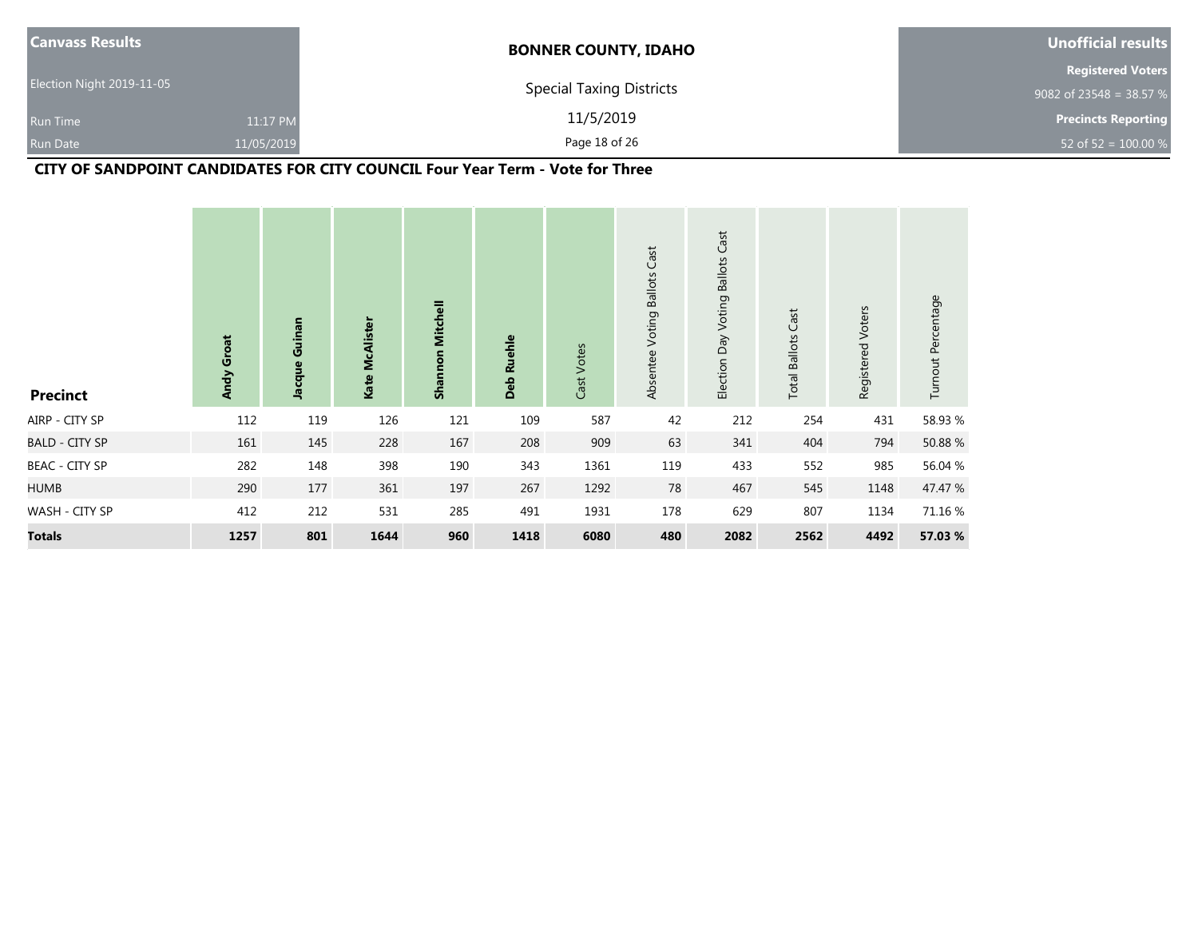| Canvass Results | | BONNER COUNTY, IDAHO | Unofficial results |
|---|---|---|---|
| Election Night 2019-11-05 | | Special Taxing Districts | Registered Voters |
| Run Time | 11:17 PM | 11/5/2019 | 9082 of 23548 = 38.57 % |
| Run Date | 11/05/2019 | | Precincts Reporting |
| | | | 52 of 52 = 100.00 % |

## CITY OF SANDPOINT CANDIDATES FOR CITY COUNCIL Four Year Term - Vote for Three

| Precinct | Andy Groat | Jacque Guinan | Kate McAlister | Shannon Mitchell | Deb Ruehle | Cast Votes | Absentee Voting Ballots Cast | Election Day Voting Ballots Cast | Total Ballots Cast | Registered Voters | Turnout Percentage |
|---|---|---|---|---|---|---|---|---|---|---|---|
| AIRP - CITY SP | 112 | 119 | 126 | 121 | 109 | 587 | 42 | 212 | 254 | 431 | 58.93 % |
| BALD - CITY SP | 161 | 145 | 228 | 167 | 208 | 909 | 63 | 341 | 404 | 794 | 50.88 % |
| BEAC - CITY SP | 282 | 148 | 398 | 190 | 343 | 1361 | 119 | 433 | 552 | 985 | 56.04 % |
| HUMB | 290 | 177 | 361 | 197 | 267 | 1292 | 78 | 467 | 545 | 1148 | 47.47 % |
| WASH - CITY SP | 412 | 212 | 531 | 285 | 491 | 1931 | 178 | 629 | 807 | 1134 | 71.16 % |
| **Totals** | **1257** | **801** | **1644** | **960** | **1418** | **6080** | **480** | **2082** | **2562** | **4492** | **57.03 %** |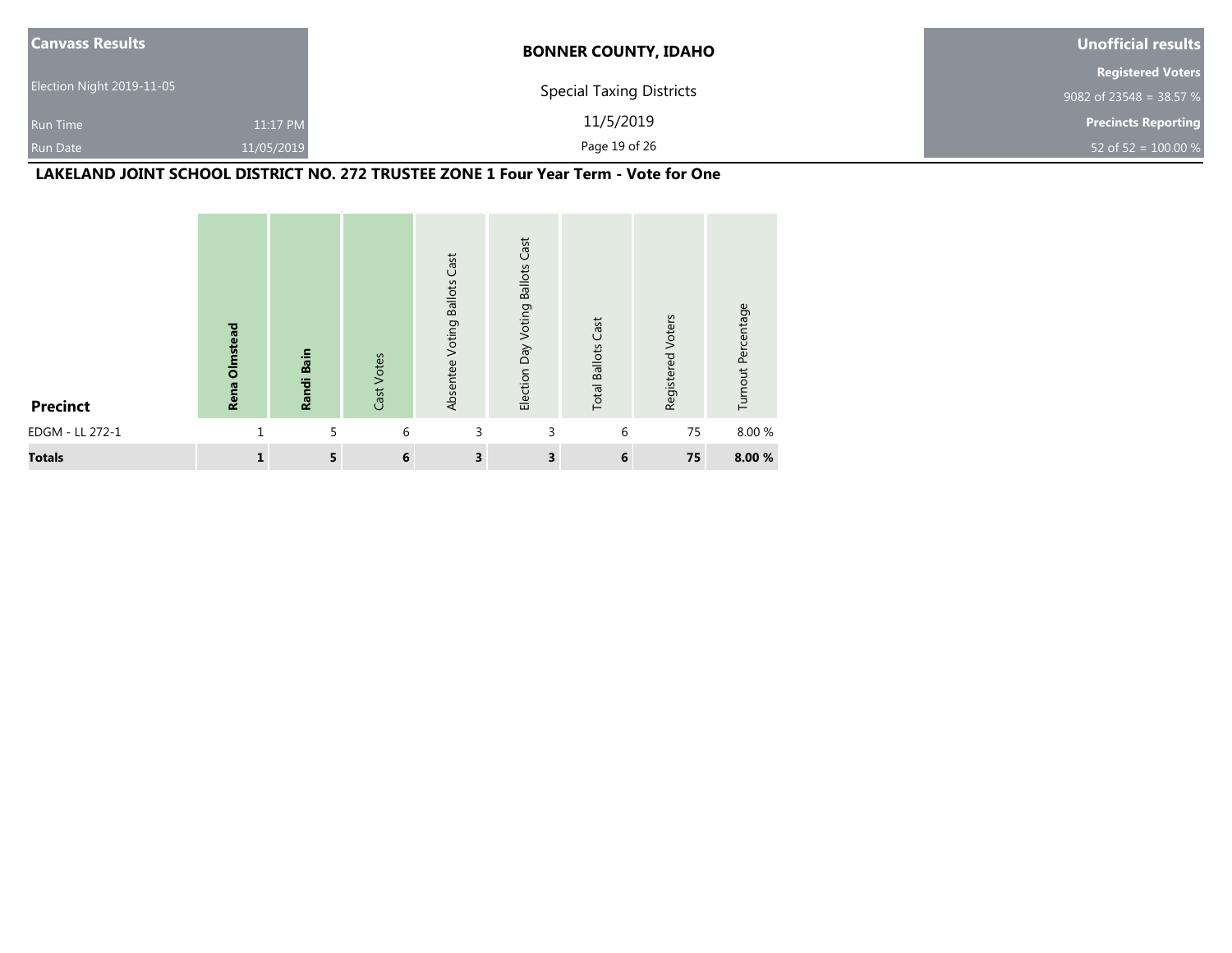| Canvass Results | | BONNER COUNTY, IDAHO | Unofficial results |
|---|---|---|---|
| Election Night 2019-11-05 | | Special Taxing Districts | Registered Voters 9082 of 23548 = 38.57 % |
| Run Time | 11:17 PM | 11/5/2019 | Precincts Reporting |
| Run Date | 11/05/2019 | | 52 of 52 = 100.00 % |

## LAKELAND JOINT SCHOOL DISTRICT NO. 272 TRUSTEE ZONE 1 Four Year Term - Vote for One

| Precinct | Rena Olmstead | Randi Bain | Cast Votes | Absentee Voting Ballots Cast | Election Day Voting Ballots Cast | Total Ballots Cast | Registered Voters | Turnout Percentage |
|---|---|---|---|---|---|---|---|---|
| EDGM - LL 272-1 | 1 | 5 | 6 | 3 | 3 | 6 | 75 | 8.00 % |
| **Totals** | **1** | **5** | **6** | **3** | **3** | **6** | **75** | **8.00 %** |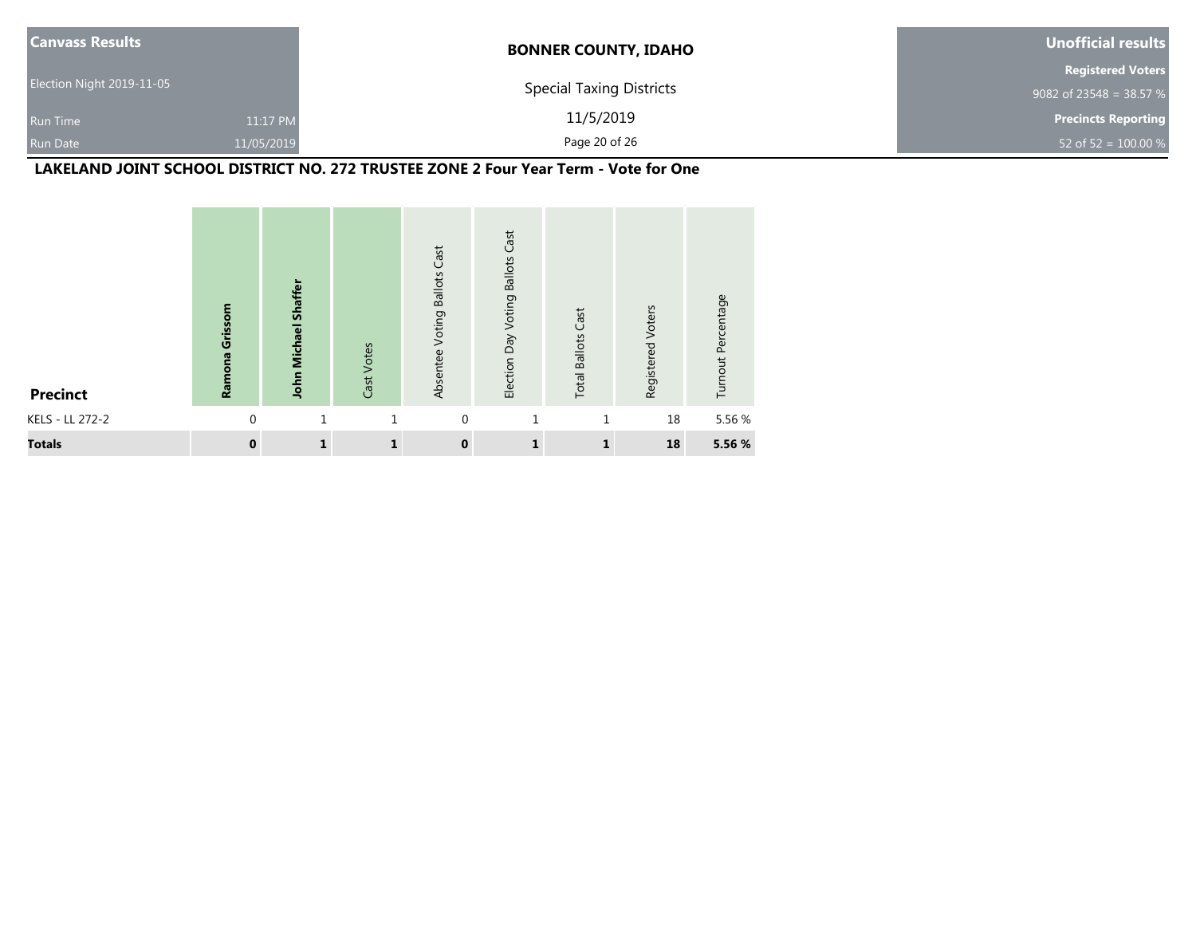**Canvass Results**

Election Night 2019-11-05

Run Time 11:17 PM

Run Date 11/05/2019

**BONNER COUNTY, IDAHO**

Special Taxing Districts

11/5/2019

**Unofficial results**

**Registered Voters**

9082 of 23548 = 38.57 %

**Precincts Reporting**

52 of 52 = 100.00 %

## LAKELAND JOINT SCHOOL DISTRICT NO. 272 TRUSTEE ZONE 2 Four Year Term - Vote for One

| Precinct | Ramona Grissom | John Michael Shaffer | Cast Votes | Absentee Voting Ballots Cast | Election Day Voting Ballots Cast | Total Ballots Cast | Registered Voters | Turnout Percentage |
|---|---|---|---|---|---|---|---|---|
| KELS - LL 272-2 | 0 | 1 | 1 | 0 | 1 | 1 | 18 | 5.56 % |
| **Totals** | **0** | **1** | **1** | **0** | **1** | **1** | **18** | **5.56 %** |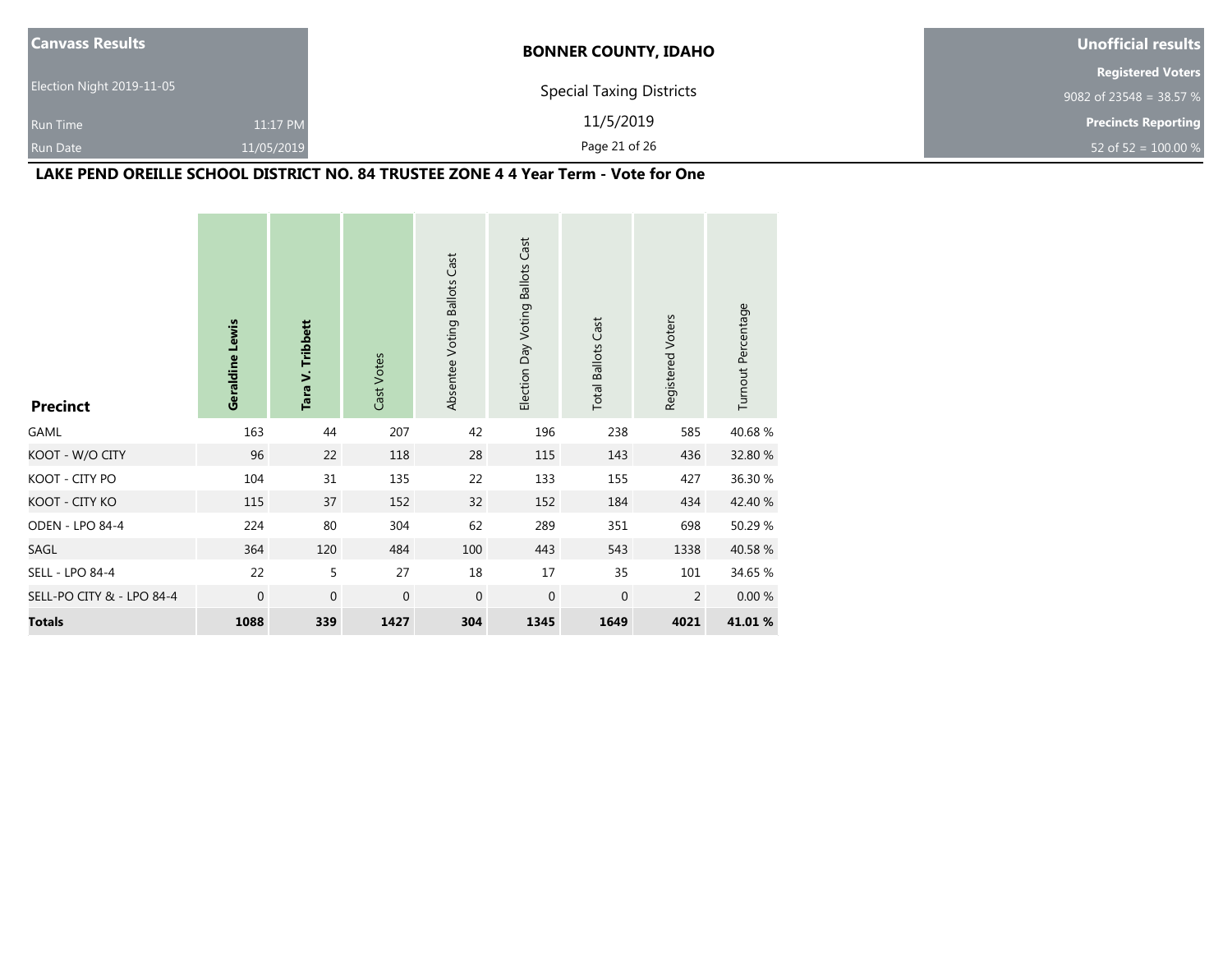**Canvass Results**

Election Night 2019-11-05

Run Time 11:17 PM

Run Date 11/05/2019

**BONNER COUNTY, IDAHO**

Special Taxing Districts

11/5/2019

**Unofficial results**

**Registered Voters**

9082 of 23548 = 38.57 %

**Precincts Reporting**

52 of 52 = 100.00 %

## LAKE PEND OREILLE SCHOOL DISTRICT NO. 84 TRUSTEE ZONE 4 4 Year Term - Vote for One

| Precinct | Geraldine Lewis | Tara V. Tribbett | Cast Votes | Absentee Voting Ballots Cast | Election Day Voting Ballots Cast | Total Ballots Cast | Registered Voters | Turnout Percentage |
|---|---|---|---|---|---|---|---|---|
| GAML | 163 | 44 | 207 | 42 | 196 | 238 | 585 | 40.68 % |
| KOOT - W/O CITY | 96 | 22 | 118 | 28 | 115 | 143 | 436 | 32.80 % |
| KOOT - CITY PO | 104 | 31 | 135 | 22 | 133 | 155 | 427 | 36.30 % |
| KOOT - CITY KO | 115 | 37 | 152 | 32 | 152 | 184 | 434 | 42.40 % |
| ODEN - LPO 84-4 | 224 | 80 | 304 | 62 | 289 | 351 | 698 | 50.29 % |
| SAGL | 364 | 120 | 484 | 100 | 443 | 543 | 1338 | 40.58 % |
| SELL - LPO 84-4 | 22 | 5 | 27 | 18 | 17 | 35 | 101 | 34.65 % |
| SELL-PO CITY & - LPO 84-4 | 0 | 0 | 0 | 0 | 0 | 0 | 2 | 0.00 % |
| **Totals** | **1088** | **339** | **1427** | **304** | **1345** | **1649** | **4021** | **41.01 %** |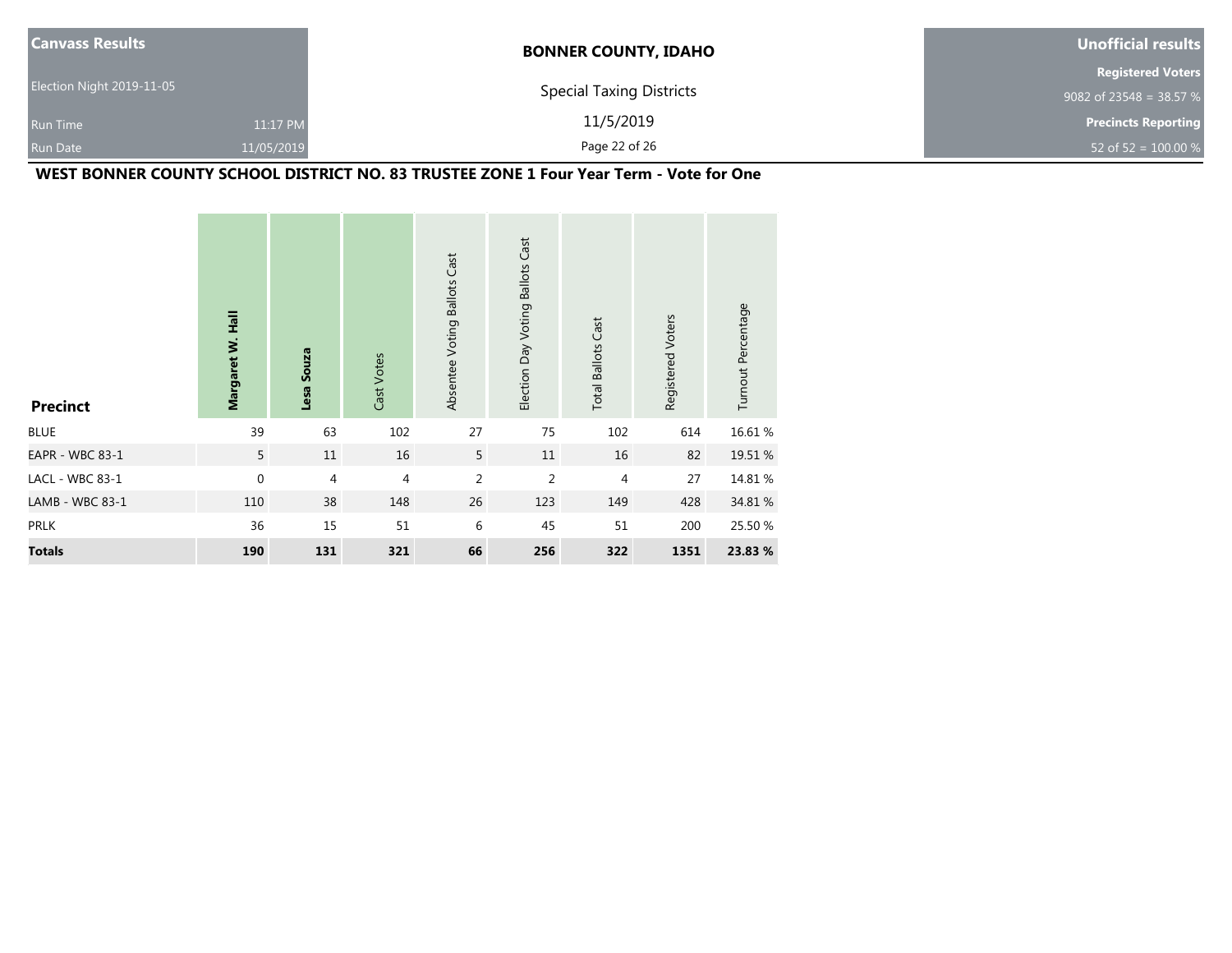| Canvass Results | | BONNER COUNTY, IDAHO | Unofficial results |
|---|---|---|---|
| Election Night 2019-11-05 | | Special Taxing Districts | Registered Voters |
| Run Time | 11:17 PM | 11/5/2019 | 9082 of 23548 = 38.57 % |
| Run Date | 11/05/2019 | | Precincts Reporting |
| | | | 52 of 52 = 100.00 % |

## WEST BONNER COUNTY SCHOOL DISTRICT NO. 83 TRUSTEE ZONE 1 Four Year Term - Vote for One

| Precinct | **Margaret W. Hall** | **Lesa Souza** | Cast Votes | Absentee Voting Ballots Cast | Election Day Voting Ballots Cast | Total Ballots Cast | Registered Voters | Turnout Percentage |
|---|---|---|---|---|---|---|---|---|
| BLUE | 39 | 63 | 102 | 27 | 75 | 102 | 614 | 16.61 % |
| EAPR - WBC 83-1 | 5 | 11 | 16 | 5 | 11 | 16 | 82 | 19.51 % |
| LACL - WBC 83-1 | 0 | 4 | 4 | 2 | 2 | 4 | 27 | 14.81 % |
| LAMB - WBC 83-1 | 110 | 38 | 148 | 26 | 123 | 149 | 428 | 34.81 % |
| PRLK | 36 | 15 | 51 | 6 | 45 | 51 | 200 | 25.50 % |
| **Totals** | **190** | **131** | **321** | **66** | **256** | **322** | **1351** | **23.83 %** |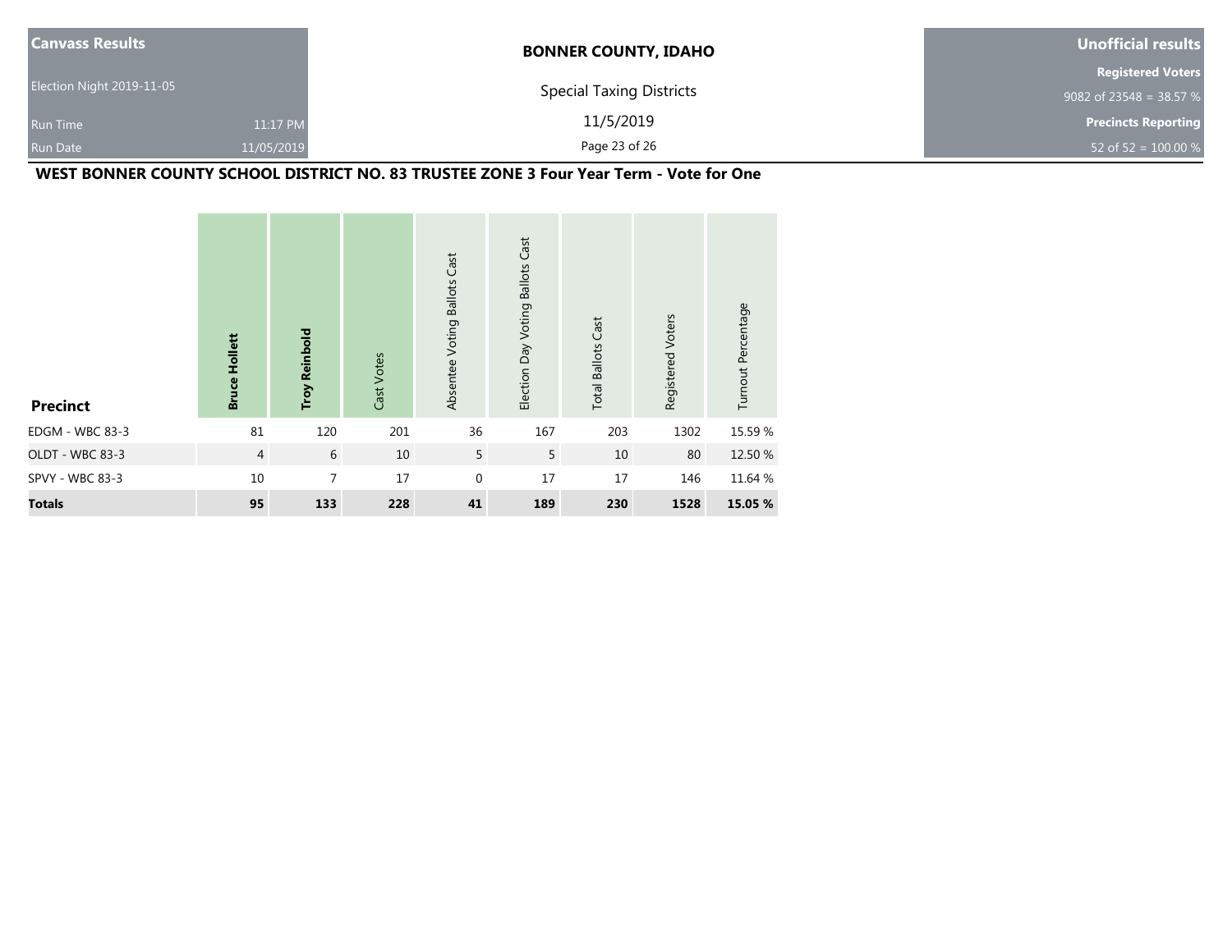| Canvass Results | | BONNER COUNTY, IDAHO | Unofficial results |
|---|---|---|---|
| Election Night 2019-11-05 | | Special Taxing Districts | Registered Voters |
| Run Time | 11:17 PM | 11/5/2019 | 9082 of 23548 = 38.57 % |
| Run Date | 11/05/2019 | | Precincts Reporting |
| | | | 52 of 52 = 100.00 % |

## WEST BONNER COUNTY SCHOOL DISTRICT NO. 83 TRUSTEE ZONE 3 Four Year Term - Vote for One

| Precinct | **Bruce Hollett** | **Troy Reinbold** | Cast Votes | Absentee Voting Ballots Cast | Election Day Voting Ballots Cast | Total Ballots Cast | Registered Voters | Turnout Percentage |
|---|---|---|---|---|---|---|---|---|
| EDGM - WBC 83-3 | 81 | 120 | 201 | 36 | 167 | 203 | 1302 | 15.59 % |
| OLDT - WBC 83-3 | 4 | 6 | 10 | 5 | 5 | 10 | 80 | 12.50 % |
| SPVY - WBC 83-3 | 10 | 7 | 17 | 0 | 17 | 17 | 146 | 11.64 % |
| **Totals** | **95** | **133** | **228** | **41** | **189** | **230** | **1528** | **15.05 %** |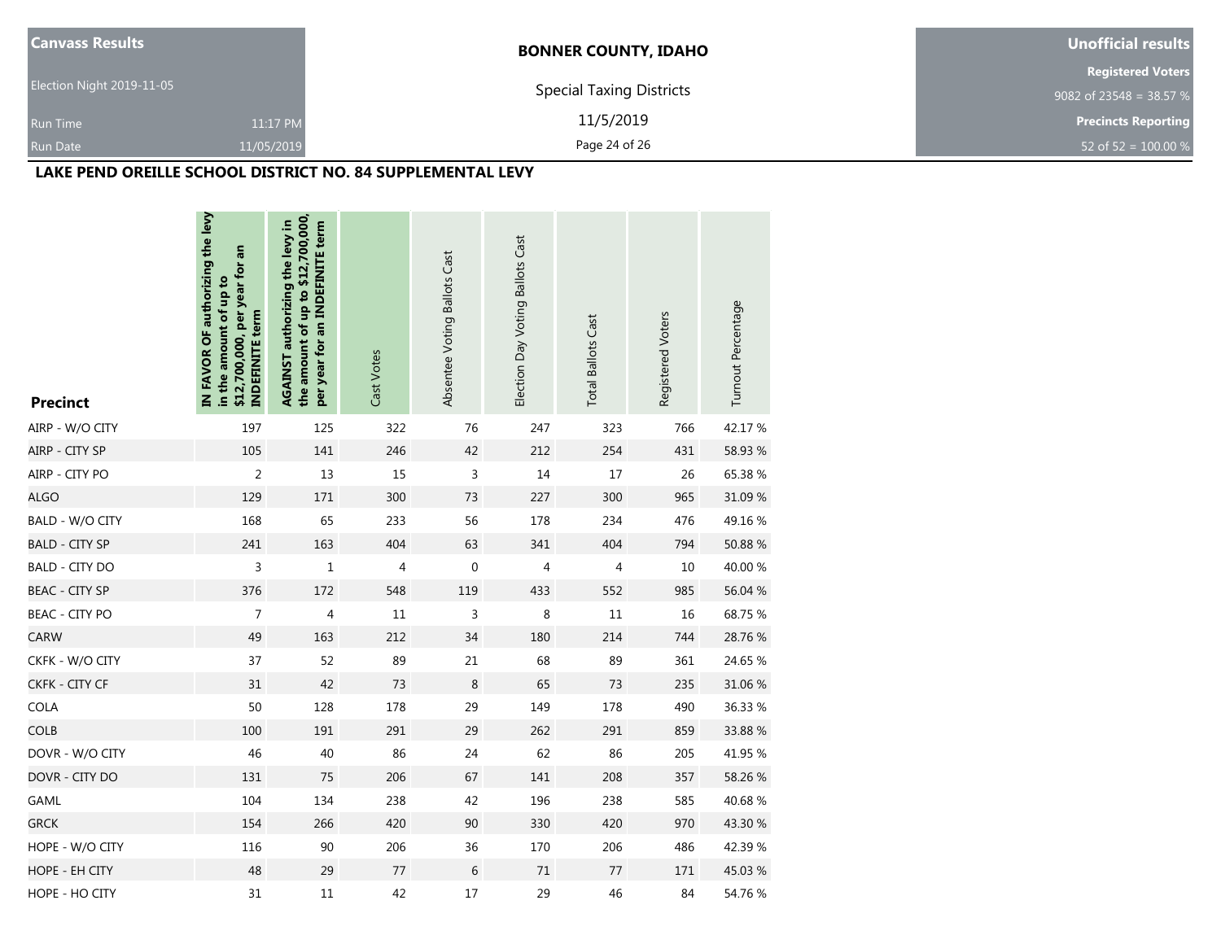**Canvass Results**

Election Night 2019-11-05

Run Time 11:17 PM

Run Date 11/05/2019

**BONNER COUNTY, IDAHO**

Special Taxing Districts

11/5/2019

**Unofficial results**

**Registered Voters**

9082 of 23548 = 38.57 %

**Precincts Reporting**

52 of 52 = 100.00 %

## LAKE PEND OREILLE SCHOOL DISTRICT NO. 84 SUPPLEMENTAL LEVY

| Precinct | IN FAVOR OF authorizing the levy in the amount of up to $12,700,000, per year for an INDEFINITE term | AGAINST authorizing the levy in the amount of up to $12,700,000, per year for an INDEFINITE term | Cast Votes | Absentee Voting Ballots Cast | Election Day Voting Ballots Cast | Total Ballots Cast | Registered Voters | Turnout Percentage |
|---|---|---|---|---|---|---|---|---|
| AIRP - W/O CITY | 197 | 125 | 322 | 76 | 247 | 323 | 766 | 42.17 % |
| AIRP - CITY SP | 105 | 141 | 246 | 42 | 212 | 254 | 431 | 58.93 % |
| AIRP - CITY PO | 2 | 13 | 15 | 3 | 14 | 17 | 26 | 65.38 % |
| ALGO | 129 | 171 | 300 | 73 | 227 | 300 | 965 | 31.09 % |
| BALD - W/O CITY | 168 | 65 | 233 | 56 | 178 | 234 | 476 | 49.16 % |
| BALD - CITY SP | 241 | 163 | 404 | 63 | 341 | 404 | 794 | 50.88 % |
| BALD - CITY DO | 3 | 1 | 4 | 0 | 4 | 4 | 10 | 40.00 % |
| BEAC - CITY SP | 376 | 172 | 548 | 119 | 433 | 552 | 985 | 56.04 % |
| BEAC - CITY PO | 7 | 4 | 11 | 3 | 8 | 11 | 16 | 68.75 % |
| CARW | 49 | 163 | 212 | 34 | 180 | 214 | 744 | 28.76 % |
| CKFK - W/O CITY | 37 | 52 | 89 | 21 | 68 | 89 | 361 | 24.65 % |
| CKFK - CITY CF | 31 | 42 | 73 | 8 | 65 | 73 | 235 | 31.06 % |
| COLA | 50 | 128 | 178 | 29 | 149 | 178 | 490 | 36.33 % |
| COLB | 100 | 191 | 291 | 29 | 262 | 291 | 859 | 33.88 % |
| DOVR - W/O CITY | 46 | 40 | 86 | 24 | 62 | 86 | 205 | 41.95 % |
| DOVR - CITY DO | 131 | 75 | 206 | 67 | 141 | 208 | 357 | 58.26 % |
| GAML | 104 | 134 | 238 | 42 | 196 | 238 | 585 | 40.68 % |
| GRCK | 154 | 266 | 420 | 90 | 330 | 420 | 970 | 43.30 % |
| HOPE - W/O CITY | 116 | 90 | 206 | 36 | 170 | 206 | 486 | 42.39 % |
| HOPE - EH CITY | 48 | 29 | 77 | 6 | 71 | 77 | 171 | 45.03 % |
| HOPE - HO CITY | 31 | 11 | 42 | 17 | 29 | 46 | 84 | 54.76 % |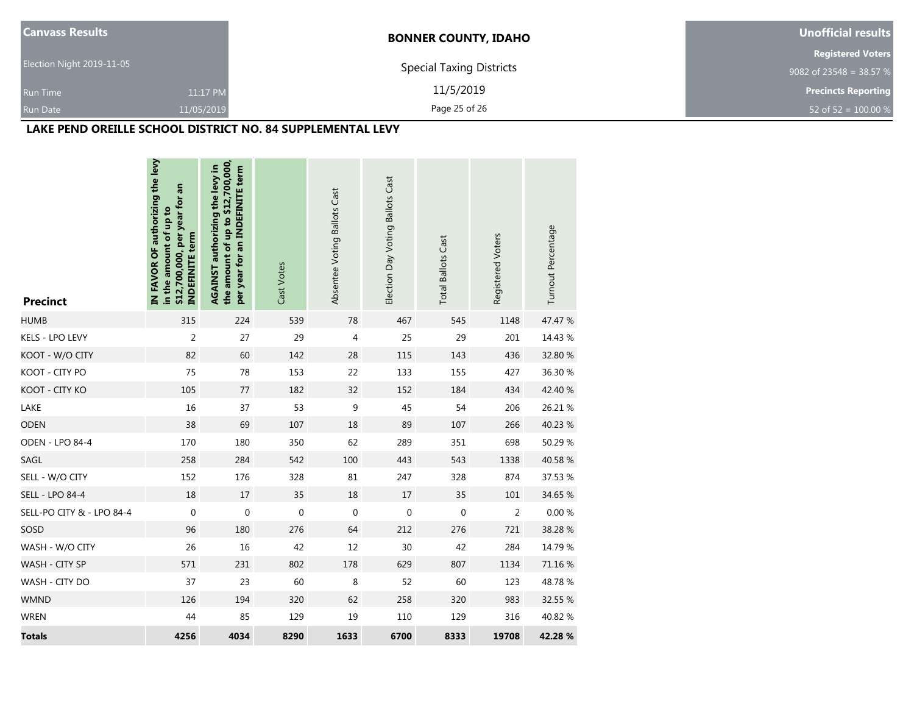| Canvass Results | BONNER COUNTY, IDAHO | Unofficial results |
|---|---|---|
| Election Night 2019-11-05 | Special Taxing Districts | Registered Voters 9082 of 23548 = 38.57 % |
| Run Time 11:17 PM | 11/5/2019 | Precincts Reporting |
| Run Date 11/05/2019 | | 52 of 52 = 100.00 % |

## LAKE PEND OREILLE SCHOOL DISTRICT NO. 84 SUPPLEMENTAL LEVY

| Precinct | IN FAVOR OF authorizing the levy in the amount of up to $12,700,000, per year for an INDEFINITE term | AGAINST authorizing the levy in the amount of up to $12,700,000, per year for an INDEFINITE term | Cast Votes | Absentee Voting Ballots Cast | Election Day Voting Ballots Cast | Total Ballots Cast | Registered Voters | Turnout Percentage |
|---|---|---|---|---|---|---|---|---|
| HUMB | 315 | 224 | 539 | 78 | 467 | 545 | 1148 | 47.47 % |
| KELS - LPO LEVY | 2 | 27 | 29 | 4 | 25 | 29 | 201 | 14.43 % |
| KOOT - W/O CITY | 82 | 60 | 142 | 28 | 115 | 143 | 436 | 32.80 % |
| KOOT - CITY PO | 75 | 78 | 153 | 22 | 133 | 155 | 427 | 36.30 % |
| KOOT - CITY KO | 105 | 77 | 182 | 32 | 152 | 184 | 434 | 42.40 % |
| LAKE | 16 | 37 | 53 | 9 | 45 | 54 | 206 | 26.21 % |
| ODEN | 38 | 69 | 107 | 18 | 89 | 107 | 266 | 40.23 % |
| ODEN - LPO 84-4 | 170 | 180 | 350 | 62 | 289 | 351 | 698 | 50.29 % |
| SAGL | 258 | 284 | 542 | 100 | 443 | 543 | 1338 | 40.58 % |
| SELL - W/O CITY | 152 | 176 | 328 | 81 | 247 | 328 | 874 | 37.53 % |
| SELL - LPO 84-4 | 18 | 17 | 35 | 18 | 17 | 35 | 101 | 34.65 % |
| SELL-PO CITY & - LPO 84-4 | 0 | 0 | 0 | 0 | 0 | 0 | 2 | 0.00 % |
| SOSD | 96 | 180 | 276 | 64 | 212 | 276 | 721 | 38.28 % |
| WASH - W/O CITY | 26 | 16 | 42 | 12 | 30 | 42 | 284 | 14.79 % |
| WASH - CITY SP | 571 | 231 | 802 | 178 | 629 | 807 | 1134 | 71.16 % |
| WASH - CITY DO | 37 | 23 | 60 | 8 | 52 | 60 | 123 | 48.78 % |
| WMND | 126 | 194 | 320 | 62 | 258 | 320 | 983 | 32.55 % |
| WREN | 44 | 85 | 129 | 19 | 110 | 129 | 316 | 40.82 % |
| **Totals** | **4256** | **4034** | **8290** | **1633** | **6700** | **8333** | **19708** | **42.28 %** |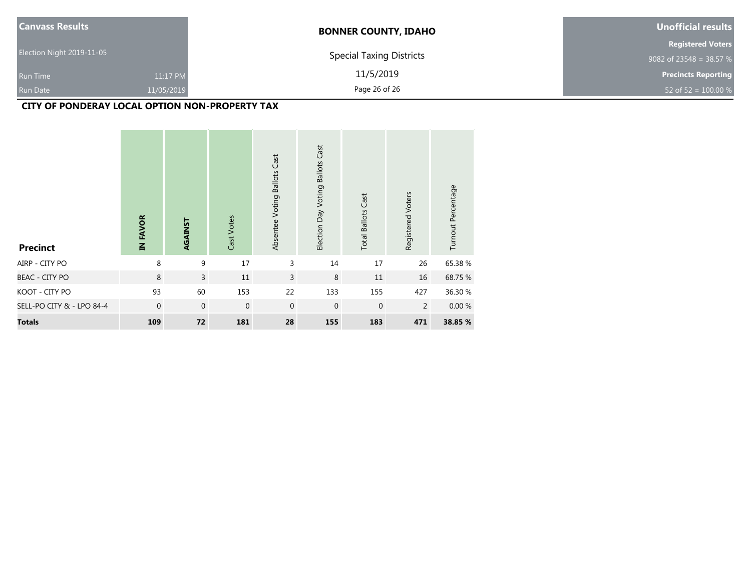**Canvass Results**

Election Night 2019-11-05

Run Time 11:17 PM

Run Date 11/05/2019

**BONNER COUNTY, IDAHO**

Special Taxing Districts

11/5/2019

**Unofficial results**

**Registered Voters**

9082 of 23548 = 38.57 %

**Precincts Reporting**

52 of 52 = 100.00 %

## CITY OF PONDERAY LOCAL OPTION NON-PROPERTY TAX

| Precinct | IN FAVOR | AGAINST | Cast Votes | Absentee Voting Ballots Cast | Election Day Voting Ballots Cast | Total Ballots Cast | Registered Voters | Turnout Percentage |
|---|---|---|---|---|---|---|---|---|
| AIRP - CITY PO | 8 | 9 | 17 | 3 | 14 | 17 | 26 | 65.38 % |
| BEAC - CITY PO | 8 | 3 | 11 | 3 | 8 | 11 | 16 | 68.75 % |
| KOOT - CITY PO | 93 | 60 | 153 | 22 | 133 | 155 | 427 | 36.30 % |
| SELL-PO CITY & - LPO 84-4 | 0 | 0 | 0 | 0 | 0 | 0 | 2 | 0.00 % |
| **Totals** | **109** | **72** | **181** | **28** | **155** | **183** | **471** | **38.85 %** |